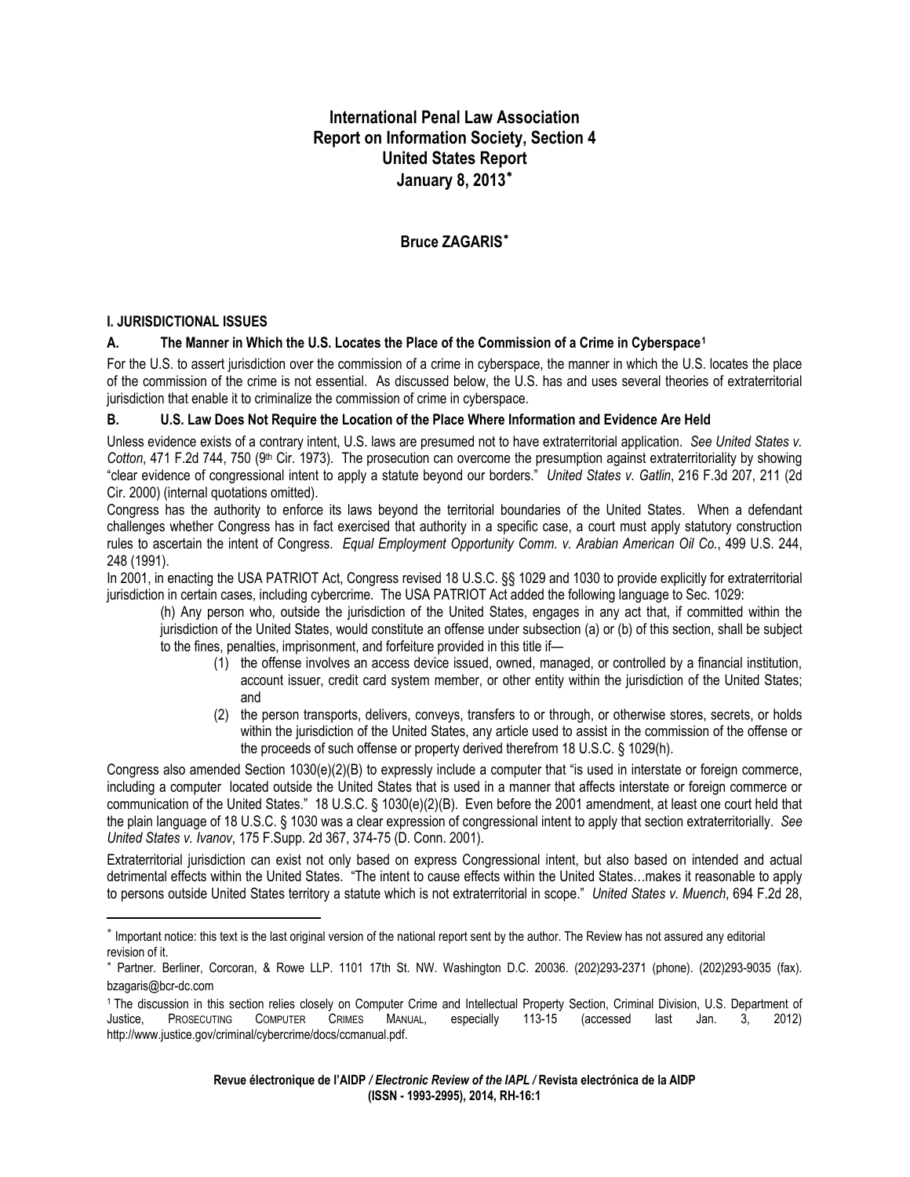# International Penal Law Association
# Report on Information Society, Section 4
# United States Report
# January 8, 2013*

**Bruce ZAGARIS***

## I. JURISDICTIONAL ISSUES

### A. The Manner in Which the U.S. Locates the Place of the Commission of a Crime in Cyberspace[1]

For the U.S. to assert jurisdiction over the commission of a crime in cyberspace, the manner in which the U.S. locates the place of the commission of the crime is not essential. As discussed below, the U.S. has and uses several theories of extraterritorial jurisdiction that enable it to criminalize the commission of crime in cyberspace.

### B. U.S. Law Does Not Require the Location of the Place Where Information and Evidence Are Held

Unless evidence exists of a contrary intent, U.S. laws are presumed not to have extraterritorial application. *See United States v. Cotton*, 471 F.2d 744, 750 (9th Cir. 1973). The prosecution can overcome the presumption against extraterritoriality by showing "clear evidence of congressional intent to apply a statute beyond our borders." *United States v. Gatlin*, 216 F.3d 207, 211 (2d Cir. 2000) (internal quotations omitted).

Congress has the authority to enforce its laws beyond the territorial boundaries of the United States. When a defendant challenges whether Congress has in fact exercised that authority in a specific case, a court must apply statutory construction rules to ascertain the intent of Congress. *Equal Employment Opportunity Comm. v. Arabian American Oil Co.*, 499 U.S. 244, 248 (1991).

In 2001, in enacting the USA PATRIOT Act, Congress revised 18 U.S.C. §§ 1029 and 1030 to provide explicitly for extraterritorial jurisdiction in certain cases, including cybercrime. The USA PATRIOT Act added the following language to Sec. 1029:

> (h) Any person who, outside the jurisdiction of the United States, engages in any act that, if committed within the jurisdiction of the United States, would constitute an offense under subsection (a) or (b) of this section, shall be subject to the fines, penalties, imprisonment, and forfeiture provided in this title if—
>
> (1) the offense involves an access device issued, owned, managed, or controlled by a financial institution, account issuer, credit card system member, or other entity within the jurisdiction of the United States; and
>
> (2) the person transports, delivers, conveys, transfers to or through, or otherwise stores, secrets, or holds within the jurisdiction of the United States, any article used to assist in the commission of the offense or the proceeds of such offense or property derived therefrom 18 U.S.C. § 1029(h).

Congress also amended Section 1030(e)(2)(B) to expressly include a computer that "is used in interstate or foreign commerce, including a computer located outside the United States that is used in a manner that affects interstate or foreign commerce or communication of the United States." 18 U.S.C. § 1030(e)(2)(B). Even before the 2001 amendment, at least one court held that the plain language of 18 U.S.C. § 1030 was a clear expression of congressional intent to apply that section extraterritorially. *See United States v. Ivanov*, 175 F.Supp. 2d 367, 374-75 (D. Conn. 2001).

Extraterritorial jurisdiction can exist not only based on express Congressional intent, but also based on intended and actual detrimental effects within the United States. "The intent to cause effects within the United States…makes it reasonable to apply to persons outside United States territory a statute which is not extraterritorial in scope." *United States v. Muench*, 694 F.2d 28,

---

\* Important notice: this text is the last original version of the national report sent by the author. The Review has not assured any editorial revision of it.

\* Partner. Berliner, Corcoran, & Rowe LLP. 1101 17th St. NW. Washington D.C. 20036. (202)293-2371 (phone). (202)293-9035 (fax). bzagaris@bcr-dc.com

[1] The discussion in this section relies closely on Computer Crime and Intellectual Property Section, Criminal Division, U.S. Department of Justice, PROSECUTING COMPUTER CRIMES MANUAL, especially 113-15 (accessed last Jan. 3, 2012) http://www.justice.gov/criminal/cybercrime/docs/ccmanual.pdf.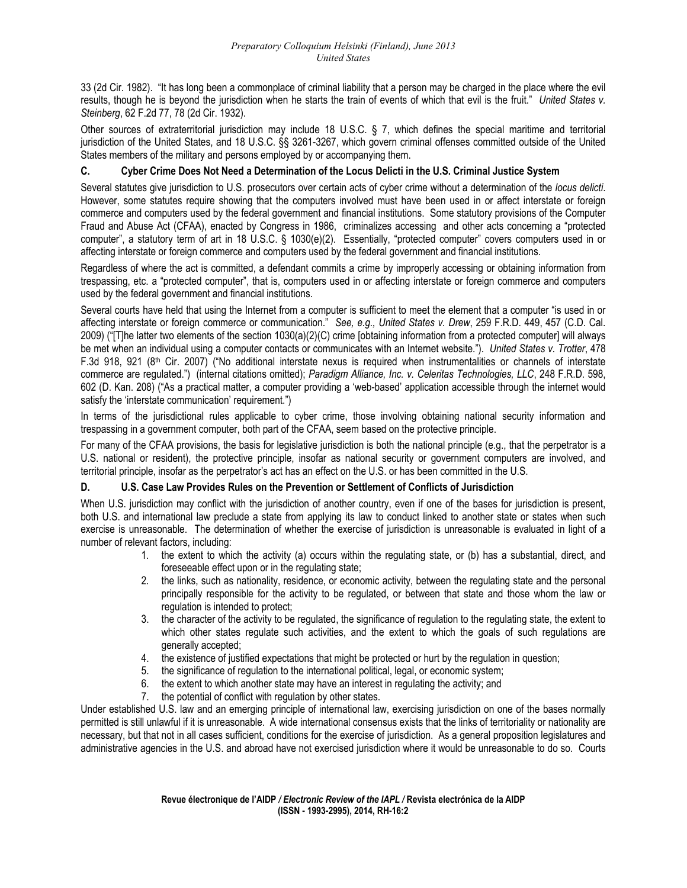33 (2d Cir. 1982). "It has long been a commonplace of criminal liability that a person may be charged in the place where the evil results, though he is beyond the jurisdiction when he starts the train of events of which that evil is the fruit." *United States v. Steinberg*, 62 F.2d 77, 78 (2d Cir. 1932).

Other sources of extraterritorial jurisdiction may include 18 U.S.C. § 7, which defines the special maritime and territorial jurisdiction of the United States, and 18 U.S.C. §§ 3261-3267, which govern criminal offenses committed outside of the United States members of the military and persons employed by or accompanying them.

### C. Cyber Crime Does Not Need a Determination of the Locus Delicti in the U.S. Criminal Justice System

Several statutes give jurisdiction to U.S. prosecutors over certain acts of cyber crime without a determination of the *locus delicti*. However, some statutes require showing that the computers involved must have been used in or affect interstate or foreign commerce and computers used by the federal government and financial institutions. Some statutory provisions of the Computer Fraud and Abuse Act (CFAA), enacted by Congress in 1986, criminalizes accessing and other acts concerning a "protected computer", a statutory term of art in 18 U.S.C. § 1030(e)(2). Essentially, "protected computer" covers computers used in or affecting interstate or foreign commerce and computers used by the federal government and financial institutions.

Regardless of where the act is committed, a defendant commits a crime by improperly accessing or obtaining information from trespassing, etc. a "protected computer", that is, computers used in or affecting interstate or foreign commerce and computers used by the federal government and financial institutions.

Several courts have held that using the Internet from a computer is sufficient to meet the element that a computer "is used in or affecting interstate or foreign commerce or communication." *See, e.g., United States v. Drew*, 259 F.R.D. 449, 457 (C.D. Cal. 2009) ("[T]he latter two elements of the section 1030(a)(2)(C) crime [obtaining information from a protected computer] will always be met when an individual using a computer contacts or communicates with an Internet website."). *United States v. Trotter*, 478 F.3d 918, 921 (8th Cir. 2007) ("No additional interstate nexus is required when instrumentalities or channels of interstate commerce are regulated.") (internal citations omitted); *Paradigm Alliance, Inc. v. Celeritas Technologies, LLC*, 248 F.R.D. 598, 602 (D. Kan. 208) ("As a practical matter, a computer providing a 'web-based' application accessible through the internet would satisfy the 'interstate communication' requirement.")

In terms of the jurisdictional rules applicable to cyber crime, those involving obtaining national security information and trespassing in a government computer, both part of the CFAA, seem based on the protective principle.

For many of the CFAA provisions, the basis for legislative jurisdiction is both the national principle (e.g., that the perpetrator is a U.S. national or resident), the protective principle, insofar as national security or government computers are involved, and territorial principle, insofar as the perpetrator's act has an effect on the U.S. or has been committed in the U.S.

### D. U.S. Case Law Provides Rules on the Prevention or Settlement of Conflicts of Jurisdiction

When U.S. jurisdiction may conflict with the jurisdiction of another country, even if one of the bases for jurisdiction is present, both U.S. and international law preclude a state from applying its law to conduct linked to another state or states when such exercise is unreasonable. The determination of whether the exercise of jurisdiction is unreasonable is evaluated in light of a number of relevant factors, including:

1. the extent to which the activity (a) occurs within the regulating state, or (b) has a substantial, direct, and foreseeable effect upon or in the regulating state;
2. the links, such as nationality, residence, or economic activity, between the regulating state and the personal principally responsible for the activity to be regulated, or between that state and those whom the law or regulation is intended to protect;
3. the character of the activity to be regulated, the significance of regulation to the regulating state, the extent to which other states regulate such activities, and the extent to which the goals of such regulations are generally accepted;
4. the existence of justified expectations that might be protected or hurt by the regulation in question;
5. the significance of regulation to the international political, legal, or economic system;
6. the extent to which another state may have an interest in regulating the activity; and
7. the potential of conflict with regulation by other states.

Under established U.S. law and an emerging principle of international law, exercising jurisdiction on one of the bases normally permitted is still unlawful if it is unreasonable. A wide international consensus exists that the links of territoriality or nationality are necessary, but that not in all cases sufficient, conditions for the exercise of jurisdiction. As a general proposition legislatures and administrative agencies in the U.S. and abroad have not exercised jurisdiction where it would be unreasonable to do so. Courts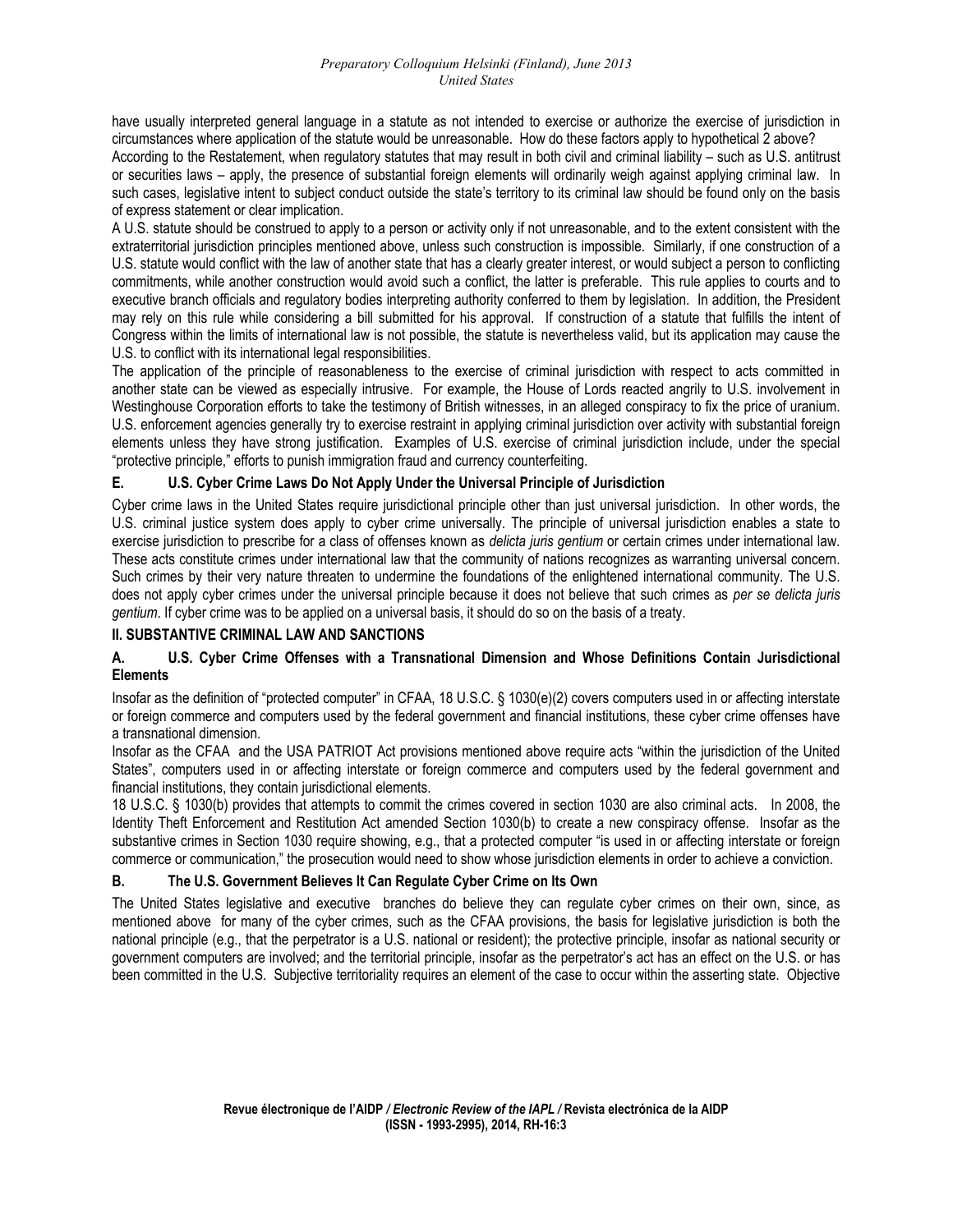have usually interpreted general language in a statute as not intended to exercise or authorize the exercise of jurisdiction in circumstances where application of the statute would be unreasonable. How do these factors apply to hypothetical 2 above?

According to the Restatement, when regulatory statutes that may result in both civil and criminal liability – such as U.S. antitrust or securities laws – apply, the presence of substantial foreign elements will ordinarily weigh against applying criminal law. In such cases, legislative intent to subject conduct outside the state's territory to its criminal law should be found only on the basis of express statement or clear implication.

A U.S. statute should be construed to apply to a person or activity only if not unreasonable, and to the extent consistent with the extraterritorial jurisdiction principles mentioned above, unless such construction is impossible. Similarly, if one construction of a U.S. statute would conflict with the law of another state that has a clearly greater interest, or would subject a person to conflicting commitments, while another construction would avoid such a conflict, the latter is preferable. This rule applies to courts and to executive branch officials and regulatory bodies interpreting authority conferred to them by legislation. In addition, the President may rely on this rule while considering a bill submitted for his approval. If construction of a statute that fulfills the intent of Congress within the limits of international law is not possible, the statute is nevertheless valid, but its application may cause the U.S. to conflict with its international legal responsibilities.

The application of the principle of reasonableness to the exercise of criminal jurisdiction with respect to acts committed in another state can be viewed as especially intrusive. For example, the House of Lords reacted angrily to U.S. involvement in Westinghouse Corporation efforts to take the testimony of British witnesses, in an alleged conspiracy to fix the price of uranium. U.S. enforcement agencies generally try to exercise restraint in applying criminal jurisdiction over activity with substantial foreign elements unless they have strong justification. Examples of U.S. exercise of criminal jurisdiction include, under the special "protective principle," efforts to punish immigration fraud and currency counterfeiting.

### E. U.S. Cyber Crime Laws Do Not Apply Under the Universal Principle of Jurisdiction

Cyber crime laws in the United States require jurisdictional principle other than just universal jurisdiction. In other words, the U.S. criminal justice system does apply to cyber crime universally. The principle of universal jurisdiction enables a state to exercise jurisdiction to prescribe for a class of offenses known as *delicta juris gentium* or certain crimes under international law. These acts constitute crimes under international law that the community of nations recognizes as warranting universal concern. Such crimes by their very nature threaten to undermine the foundations of the enlightened international community. The U.S. does not apply cyber crimes under the universal principle because it does not believe that such crimes as *per se delicta juris gentium*. If cyber crime was to be applied on a universal basis, it should do so on the basis of a treaty.

## II. SUBSTANTIVE CRIMINAL LAW AND SANCTIONS

### A. U.S. Cyber Crime Offenses with a Transnational Dimension and Whose Definitions Contain Jurisdictional Elements

Insofar as the definition of "protected computer" in CFAA, 18 U.S.C. § 1030(e)(2) covers computers used in or affecting interstate or foreign commerce and computers used by the federal government and financial institutions, these cyber crime offenses have a transnational dimension.

Insofar as the CFAA and the USA PATRIOT Act provisions mentioned above require acts "within the jurisdiction of the United States", computers used in or affecting interstate or foreign commerce and computers used by the federal government and financial institutions, they contain jurisdictional elements.

18 U.S.C. § 1030(b) provides that attempts to commit the crimes covered in section 1030 are also criminal acts. In 2008, the Identity Theft Enforcement and Restitution Act amended Section 1030(b) to create a new conspiracy offense. Insofar as the substantive crimes in Section 1030 require showing, e.g., that a protected computer "is used in or affecting interstate or foreign commerce or communication," the prosecution would need to show whose jurisdiction elements in order to achieve a conviction.

### B. The U.S. Government Believes It Can Regulate Cyber Crime on Its Own

The United States legislative and executive branches do believe they can regulate cyber crimes on their own, since, as mentioned above for many of the cyber crimes, such as the CFAA provisions, the basis for legislative jurisdiction is both the national principle (e.g., that the perpetrator is a U.S. national or resident); the protective principle, insofar as national security or government computers are involved; and the territorial principle, insofar as the perpetrator's act has an effect on the U.S. or has been committed in the U.S. Subjective territoriality requires an element of the case to occur within the asserting state. Objective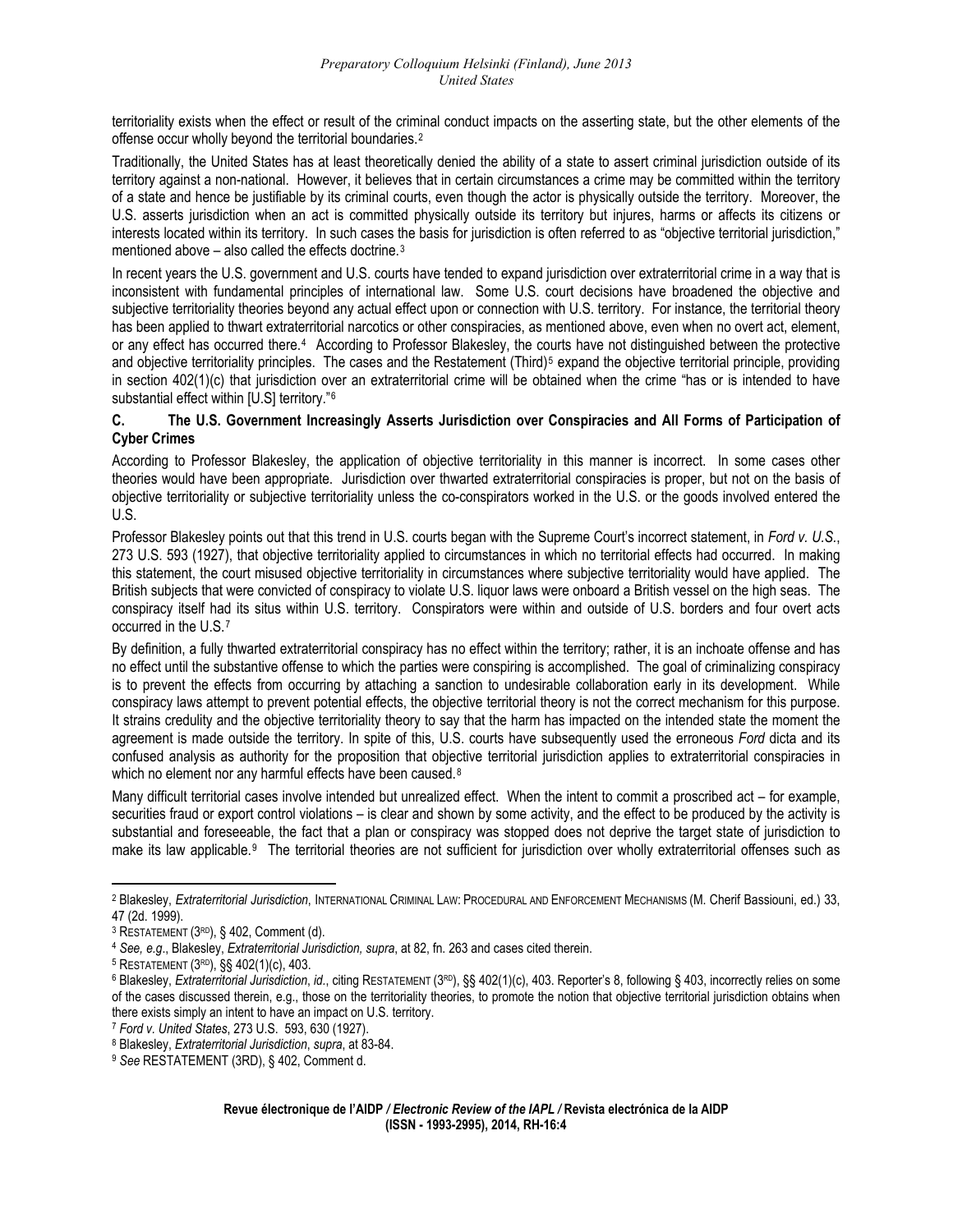territoriality exists when the effect or result of the criminal conduct impacts on the asserting state, but the other elements of the offense occur wholly beyond the territorial boundaries.[2]

Traditionally, the United States has at least theoretically denied the ability of a state to assert criminal jurisdiction outside of its territory against a non-national. However, it believes that in certain circumstances a crime may be committed within the territory of a state and hence be justifiable by its criminal courts, even though the actor is physically outside the territory. Moreover, the U.S. asserts jurisdiction when an act is committed physically outside its territory but injures, harms or affects its citizens or interests located within its territory. In such cases the basis for jurisdiction is often referred to as "objective territorial jurisdiction," mentioned above – also called the effects doctrine.[3]

In recent years the U.S. government and U.S. courts have tended to expand jurisdiction over extraterritorial crime in a way that is inconsistent with fundamental principles of international law. Some U.S. court decisions have broadened the objective and subjective territoriality theories beyond any actual effect upon or connection with U.S. territory. For instance, the territorial theory has been applied to thwart extraterritorial narcotics or other conspiracies, as mentioned above, even when no overt act, element, or any effect has occurred there.[4] According to Professor Blakesley, the courts have not distinguished between the protective and objective territoriality principles. The cases and the Restatement (Third)[5] expand the objective territorial principle, providing in section 402(1)(c) that jurisdiction over an extraterritorial crime will be obtained when the crime "has or is intended to have substantial effect within [U.S] territory."[6]

### C. The U.S. Government Increasingly Asserts Jurisdiction over Conspiracies and All Forms of Participation of Cyber Crimes

According to Professor Blakesley, the application of objective territoriality in this manner is incorrect. In some cases other theories would have been appropriate. Jurisdiction over thwarted extraterritorial conspiracies is proper, but not on the basis of objective territoriality or subjective territoriality unless the co-conspirators worked in the U.S. or the goods involved entered the U.S.

Professor Blakesley points out that this trend in U.S. courts began with the Supreme Court's incorrect statement, in *Ford v. U.S.*, 273 U.S. 593 (1927), that objective territoriality applied to circumstances in which no territorial effects had occurred. In making this statement, the court misused objective territoriality in circumstances where subjective territoriality would have applied. The British subjects that were convicted of conspiracy to violate U.S. liquor laws were onboard a British vessel on the high seas. The conspiracy itself had its situs within U.S. territory. Conspirators were within and outside of U.S. borders and four overt acts occurred in the U.S.[7]

By definition, a fully thwarted extraterritorial conspiracy has no effect within the territory; rather, it is an inchoate offense and has no effect until the substantive offense to which the parties were conspiring is accomplished. The goal of criminalizing conspiracy is to prevent the effects from occurring by attaching a sanction to undesirable collaboration early in its development. While conspiracy laws attempt to prevent potential effects, the objective territorial theory is not the correct mechanism for this purpose. It strains credulity and the objective territoriality theory to say that the harm has impacted on the intended state the moment the agreement is made outside the territory. In spite of this, U.S. courts have subsequently used the erroneous *Ford* dicta and its confused analysis as authority for the proposition that objective territorial jurisdiction applies to extraterritorial conspiracies in which no element nor any harmful effects have been caused.[8]

Many difficult territorial cases involve intended but unrealized effect. When the intent to commit a proscribed act – for example, securities fraud or export control violations – is clear and shown by some activity, and the effect to be produced by the activity is substantial and foreseeable, the fact that a plan or conspiracy was stopped does not deprive the target state of jurisdiction to make its law applicable.[9] The territorial theories are not sufficient for jurisdiction over wholly extraterritorial offenses such as

---

[2] Blakesley, *Extraterritorial Jurisdiction*, INTERNATIONAL CRIMINAL LAW: PROCEDURAL AND ENFORCEMENT MECHANISMS (M. Cherif Bassiouni, ed.) 33, 47 (2d. 1999).

[3] RESTATEMENT (3RD), § 402, Comment (d).

[4] *See, e.g*., Blakesley, *Extraterritorial Jurisdiction, supra*, at 82, fn. 263 and cases cited therein.

[5] RESTATEMENT (3RD), §§ 402(1)(c), 403.

[6] Blakesley, *Extraterritorial Jurisdiction*, *id*., citing RESTATEMENT (3RD), §§ 402(1)(c), 403. Reporter's 8, following § 403, incorrectly relies on some of the cases discussed therein, e.g., those on the territoriality theories, to promote the notion that objective territorial jurisdiction obtains when there exists simply an intent to have an impact on U.S. territory.

[7] *Ford v. United States*, 273 U.S. 593, 630 (1927).

[8] Blakesley, *Extraterritorial Jurisdiction*, *supra*, at 83-84.

[9] *See* RESTATEMENT (3RD), § 402, Comment d.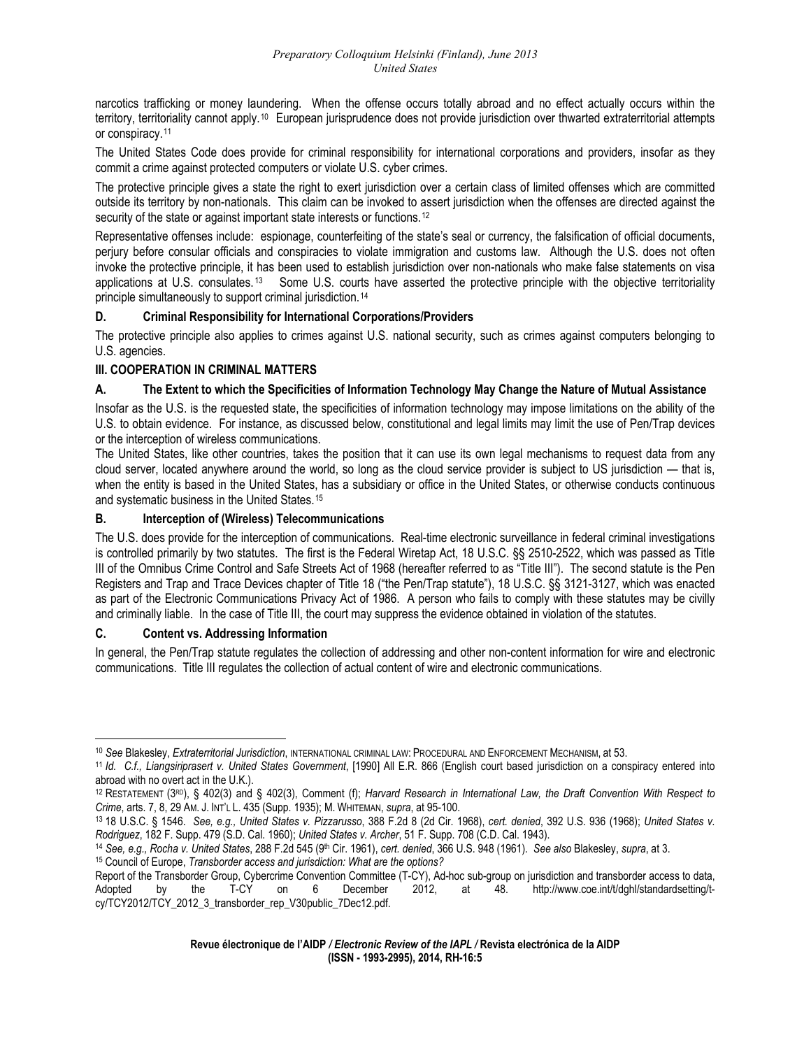narcotics trafficking or money laundering. When the offense occurs totally abroad and no effect actually occurs within the territory, territoriality cannot apply.[10] European jurisprudence does not provide jurisdiction over thwarted extraterritorial attempts or conspiracy.[11]

The United States Code does provide for criminal responsibility for international corporations and providers, insofar as they commit a crime against protected computers or violate U.S. cyber crimes.

The protective principle gives a state the right to exert jurisdiction over a certain class of limited offenses which are committed outside its territory by non-nationals. This claim can be invoked to assert jurisdiction when the offenses are directed against the security of the state or against important state interests or functions.[12]

Representative offenses include: espionage, counterfeiting of the state's seal or currency, the falsification of official documents, perjury before consular officials and conspiracies to violate immigration and customs law. Although the U.S. does not often invoke the protective principle, it has been used to establish jurisdiction over non-nationals who make false statements on visa applications at U.S. consulates.[13] Some U.S. courts have asserted the protective principle with the objective territoriality principle simultaneously to support criminal jurisdiction.[14]

### D. Criminal Responsibility for International Corporations/Providers

The protective principle also applies to crimes against U.S. national security, such as crimes against computers belonging to U.S. agencies.

## III. COOPERATION IN CRIMINAL MATTERS

### A. The Extent to which the Specificities of Information Technology May Change the Nature of Mutual Assistance

Insofar as the U.S. is the requested state, the specificities of information technology may impose limitations on the ability of the U.S. to obtain evidence. For instance, as discussed below, constitutional and legal limits may limit the use of Pen/Trap devices or the interception of wireless communications.

The United States, like other countries, takes the position that it can use its own legal mechanisms to request data from any cloud server, located anywhere around the world, so long as the cloud service provider is subject to US jurisdiction — that is, when the entity is based in the United States, has a subsidiary or office in the United States, or otherwise conducts continuous and systematic business in the United States.[15]

### B. Interception of (Wireless) Telecommunications

The U.S. does provide for the interception of communications. Real-time electronic surveillance in federal criminal investigations is controlled primarily by two statutes. The first is the Federal Wiretap Act, 18 U.S.C. §§ 2510-2522, which was passed as Title III of the Omnibus Crime Control and Safe Streets Act of 1968 (hereafter referred to as "Title III"). The second statute is the Pen Registers and Trap and Trace Devices chapter of Title 18 ("the Pen/Trap statute"), 18 U.S.C. §§ 3121-3127, which was enacted as part of the Electronic Communications Privacy Act of 1986. A person who fails to comply with these statutes may be civilly and criminally liable. In the case of Title III, the court may suppress the evidence obtained in violation of the statutes.

### C. Content vs. Addressing Information

In general, the Pen/Trap statute regulates the collection of addressing and other non-content information for wire and electronic communications. Title III regulates the collection of actual content of wire and electronic communications.

---

[10] *See* Blakesley, *Extraterritorial Jurisdiction*, INTERNATIONAL CRIMINAL LAW: PROCEDURAL AND ENFORCEMENT MECHANISM, at 53.

[11] *Id. C.f., Liangsiriprasert v. United States Government*, [1990] All E.R. 866 (English court based jurisdiction on a conspiracy entered into abroad with no overt act in the U.K.).

[12] RESTATEMENT (3RD), § 402(3) and § 402(3), Comment (f); *Harvard Research in International Law, the Draft Convention With Respect to Crime*, arts. 7, 8, 29 AM. J. INT'L L. 435 (Supp. 1935); M. WHITEMAN, *supra*, at 95-100.

[13] 18 U.S.C. § 1546. *See, e.g., United States v. Pizzarusso*, 388 F.2d 8 (2d Cir. 1968), *cert. denied*, 392 U.S. 936 (1968); *United States v. Rodriguez*, 182 F. Supp. 479 (S.D. Cal. 1960); *United States v. Archer*, 51 F. Supp. 708 (C.D. Cal. 1943).

[14] *See, e.g., Rocha v. United States*, 288 F.2d 545 (9th Cir. 1961), *cert. denied*, 366 U.S. 948 (1961). *See also* Blakesley, *supra*, at 3.

[15] Council of Europe, *Transborder access and jurisdiction: What are the options?*
Report of the Transborder Group, Cybercrime Convention Committee (T-CY), Ad-hoc sub-group on jurisdiction and transborder access to data, Adopted by the T-CY on 6 December 2012, at 48. http://www.coe.int/t/dghl/standardsetting/t-cy/TCY2012/TCY_2012_3_transborder_rep_V30public_7Dec12.pdf.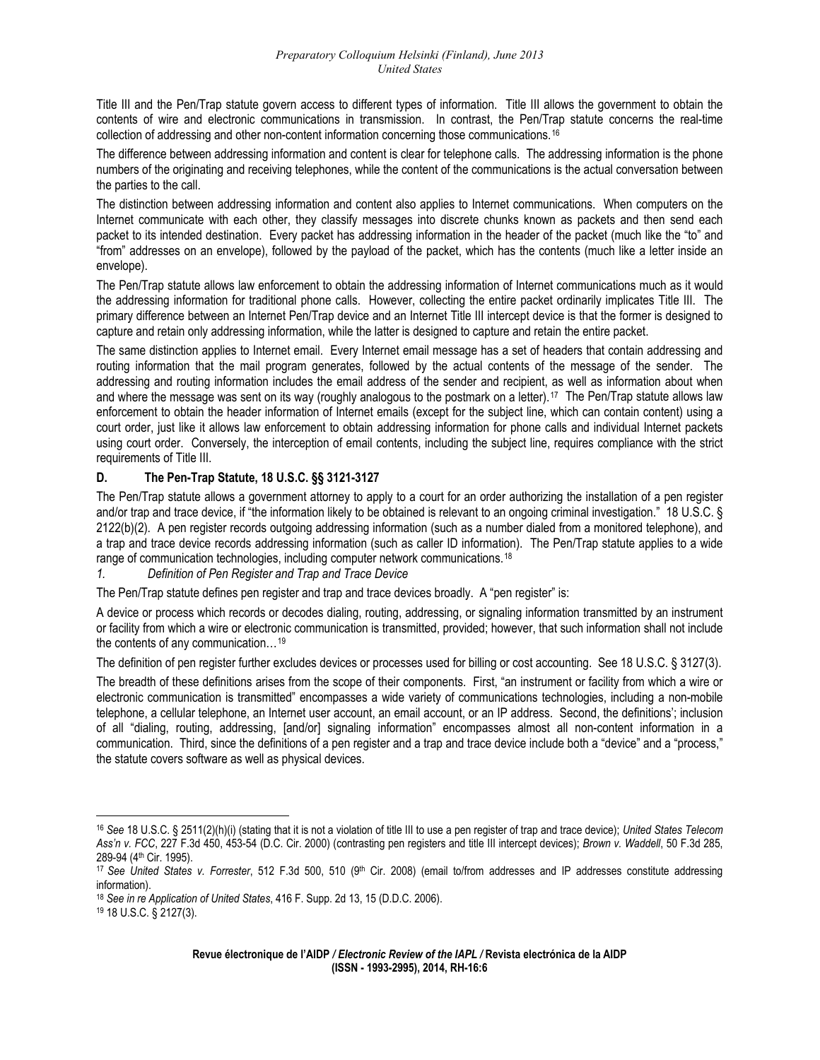Title III and the Pen/Trap statute govern access to different types of information. Title III allows the government to obtain the contents of wire and electronic communications in transmission. In contrast, the Pen/Trap statute concerns the real-time collection of addressing and other non-content information concerning those communications.[16]

The difference between addressing information and content is clear for telephone calls. The addressing information is the phone numbers of the originating and receiving telephones, while the content of the communications is the actual conversation between the parties to the call.

The distinction between addressing information and content also applies to Internet communications. When computers on the Internet communicate with each other, they classify messages into discrete chunks known as packets and then send each packet to its intended destination. Every packet has addressing information in the header of the packet (much like the "to" and "from" addresses on an envelope), followed by the payload of the packet, which has the contents (much like a letter inside an envelope).

The Pen/Trap statute allows law enforcement to obtain the addressing information of Internet communications much as it would the addressing information for traditional phone calls. However, collecting the entire packet ordinarily implicates Title III. The primary difference between an Internet Pen/Trap device and an Internet Title III intercept device is that the former is designed to capture and retain only addressing information, while the latter is designed to capture and retain the entire packet.

The same distinction applies to Internet email. Every Internet email message has a set of headers that contain addressing and routing information that the mail program generates, followed by the actual contents of the message of the sender. The addressing and routing information includes the email address of the sender and recipient, as well as information about when and where the message was sent on its way (roughly analogous to the postmark on a letter).[17] The Pen/Trap statute allows law enforcement to obtain the header information of Internet emails (except for the subject line, which can contain content) using a court order, just like it allows law enforcement to obtain addressing information for phone calls and individual Internet packets using court order. Conversely, the interception of email contents, including the subject line, requires compliance with the strict requirements of Title III.

## D. The Pen-Trap Statute, 18 U.S.C. §§ 3121-3127

The Pen/Trap statute allows a government attorney to apply to a court for an order authorizing the installation of a pen register and/or trap and trace device, if "the information likely to be obtained is relevant to an ongoing criminal investigation." 18 U.S.C. § 2122(b)(2). A pen register records outgoing addressing information (such as a number dialed from a monitored telephone), and a trap and trace device records addressing information (such as caller ID information). The Pen/Trap statute applies to a wide range of communication technologies, including computer network communications.[18]

### *1. Definition of Pen Register and Trap and Trace Device*

The Pen/Trap statute defines pen register and trap and trace devices broadly. A "pen register" is:

A device or process which records or decodes dialing, routing, addressing, or signaling information transmitted by an instrument or facility from which a wire or electronic communication is transmitted, provided; however, that such information shall not include the contents of any communication…[19]

The definition of pen register further excludes devices or processes used for billing or cost accounting. See 18 U.S.C. § 3127(3).

The breadth of these definitions arises from the scope of their components. First, "an instrument or facility from which a wire or electronic communication is transmitted" encompasses a wide variety of communications technologies, including a non-mobile telephone, a cellular telephone, an Internet user account, an email account, or an IP address. Second, the definitions'; inclusion of all "dialing, routing, addressing, [and/or] signaling information" encompasses almost all non-content information in a communication. Third, since the definitions of a pen register and a trap and trace device include both a "device" and a "process," the statute covers software as well as physical devices.

---

[16] *See* 18 U.S.C. § 2511(2)(h)(i) (stating that it is not a violation of title III to use a pen register of trap and trace device); *United States Telecom Ass'n v. FCC*, 227 F.3d 450, 453-54 (D.C. Cir. 2000) (contrasting pen registers and title III intercept devices); *Brown v. Waddell*, 50 F.3d 285, 289-94 (4th Cir. 1995).

[17] *See United States v. Forrester*, 512 F.3d 500, 510 (9th Cir. 2008) (email to/from addresses and IP addresses constitute addressing information).

[18] *See in re Application of United States*, 416 F. Supp. 2d 13, 15 (D.D.C. 2006).

[19] 18 U.S.C. § 2127(3).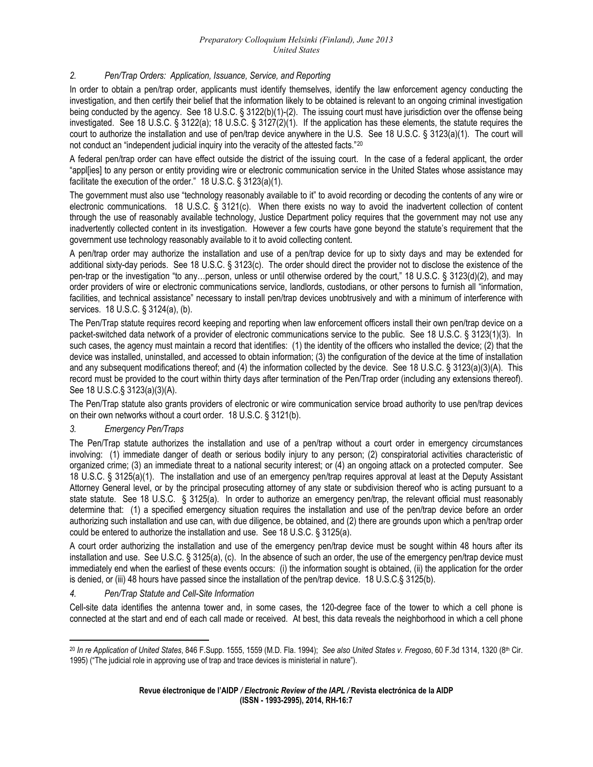*2. Pen/Trap Orders: Application, Issuance, Service, and Reporting*

In order to obtain a pen/trap order, applicants must identify themselves, identify the law enforcement agency conducting the investigation, and then certify their belief that the information likely to be obtained is relevant to an ongoing criminal investigation being conducted by the agency. See 18 U.S.C. § 3122(b)(1)-(2). The issuing court must have jurisdiction over the offense being investigated. See 18 U.S.C. § 3122(a); 18 U.S.C. § 3127(2)(1). If the application has these elements, the statute requires the court to authorize the installation and use of pen/trap device anywhere in the U.S. See 18 U.S.C. § 3123(a)(1). The court will not conduct an "independent judicial inquiry into the veracity of the attested facts."[20]

A federal pen/trap order can have effect outside the district of the issuing court. In the case of a federal applicant, the order "appl[ies] to any person or entity providing wire or electronic communication service in the United States whose assistance may facilitate the execution of the order." 18 U.S.C. § 3123(a)(1).

The government must also use "technology reasonably available to it" to avoid recording or decoding the contents of any wire or electronic communications. 18 U.S.C. § 3121(c). When there exists no way to avoid the inadvertent collection of content through the use of reasonably available technology, Justice Department policy requires that the government may not use any inadvertently collected content in its investigation. However a few courts have gone beyond the statute's requirement that the government use technology reasonably available to it to avoid collecting content.

A pen/trap order may authorize the installation and use of a pen/trap device for up to sixty days and may be extended for additional sixty-day periods. See 18 U.S.C. § 3123(c). The order should direct the provider not to disclose the existence of the pen-trap or the investigation "to any…person, unless or until otherwise ordered by the court," 18 U.S.C. § 3123(d)(2), and may order providers of wire or electronic communications service, landlords, custodians, or other persons to furnish all "information, facilities, and technical assistance" necessary to install pen/trap devices unobtrusively and with a minimum of interference with services. 18 U.S.C. § 3124(a), (b).

The Pen/Trap statute requires record keeping and reporting when law enforcement officers install their own pen/trap device on a packet-switched data network of a provider of electronic communications service to the public. See 18 U.S.C. § 3123(1)(3). In such cases, the agency must maintain a record that identifies: (1) the identity of the officers who installed the device; (2) that the device was installed, uninstalled, and accessed to obtain information; (3) the configuration of the device at the time of installation and any subsequent modifications thereof; and (4) the information collected by the device. See 18 U.S.C. § 3123(a)(3)(A). This record must be provided to the court within thirty days after termination of the Pen/Trap order (including any extensions thereof). See 18 U.S.C.§ 3123(a)(3)(A).

The Pen/Trap statute also grants providers of electronic or wire communication service broad authority to use pen/trap devices on their own networks without a court order. 18 U.S.C. § 3121(b).

*3. Emergency Pen/Traps*

The Pen/Trap statute authorizes the installation and use of a pen/trap without a court order in emergency circumstances involving: (1) immediate danger of death or serious bodily injury to any person; (2) conspiratorial activities characteristic of organized crime; (3) an immediate threat to a national security interest; or (4) an ongoing attack on a protected computer. See 18 U.S.C. § 3125(a)(1). The installation and use of an emergency pen/trap requires approval at least at the Deputy Assistant Attorney General level, or by the principal prosecuting attorney of any state or subdivision thereof who is acting pursuant to a state statute. See 18 U.S.C. § 3125(a). In order to authorize an emergency pen/trap, the relevant official must reasonably determine that: (1) a specified emergency situation requires the installation and use of the pen/trap device before an order authorizing such installation and use can, with due diligence, be obtained, and (2) there are grounds upon which a pen/trap order could be entered to authorize the installation and use. See 18 U.S.C. § 3125(a).

A court order authorizing the installation and use of the emergency pen/trap device must be sought within 48 hours after its installation and use. See U.S.C. § 3125(a), (c). In the absence of such an order, the use of the emergency pen/trap device must immediately end when the earliest of these events occurs: (i) the information sought is obtained, (ii) the application for the order is denied, or (iii) 48 hours have passed since the installation of the pen/trap device. 18 U.S.C.§ 3125(b).

*4. Pen/Trap Statute and Cell-Site Information*

Cell-site data identifies the antenna tower and, in some cases, the 120-degree face of the tower to which a cell phone is connected at the start and end of each call made or received. At best, this data reveals the neighborhood in which a cell phone

---

[20] *In re Application of United States*, 846 F.Supp. 1555, 1559 (M.D. Fla. 1994); *See also United States v. Fregoso*, 60 F.3d 1314, 1320 (8th Cir. 1995) ("The judicial role in approving use of trap and trace devices is ministerial in nature").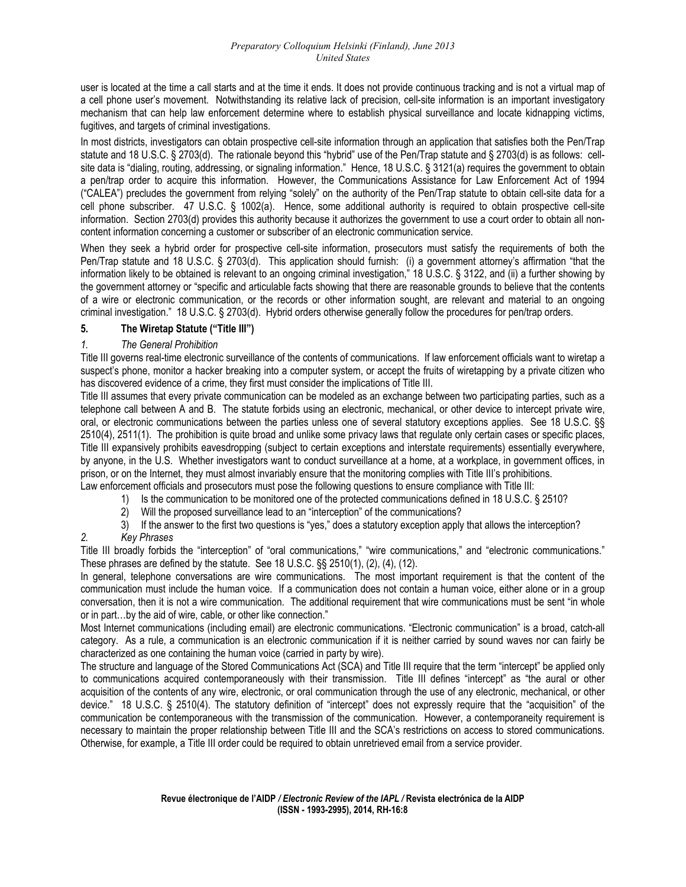user is located at the time a call starts and at the time it ends. It does not provide continuous tracking and is not a virtual map of a cell phone user's movement. Notwithstanding its relative lack of precision, cell-site information is an important investigatory mechanism that can help law enforcement determine where to establish physical surveillance and locate kidnapping victims, fugitives, and targets of criminal investigations.

In most districts, investigators can obtain prospective cell-site information through an application that satisfies both the Pen/Trap statute and 18 U.S.C. § 2703(d). The rationale beyond this "hybrid" use of the Pen/Trap statute and § 2703(d) is as follows: cell-site data is "dialing, routing, addressing, or signaling information." Hence, 18 U.S.C. § 3121(a) requires the government to obtain a pen/trap order to acquire this information. However, the Communications Assistance for Law Enforcement Act of 1994 ("CALEA") precludes the government from relying "solely" on the authority of the Pen/Trap statute to obtain cell-site data for a cell phone subscriber. 47 U.S.C. § 1002(a). Hence, some additional authority is required to obtain prospective cell-site information. Section 2703(d) provides this authority because it authorizes the government to use a court order to obtain all non-content information concerning a customer or subscriber of an electronic communication service.

When they seek a hybrid order for prospective cell-site information, prosecutors must satisfy the requirements of both the Pen/Trap statute and 18 U.S.C. § 2703(d). This application should furnish: (i) a government attorney's affirmation "that the information likely to be obtained is relevant to an ongoing criminal investigation," 18 U.S.C. § 3122, and (ii) a further showing by the government attorney or "specific and articulable facts showing that there are reasonable grounds to believe that the contents of a wire or electronic communication, or the records or other information sought, are relevant and material to an ongoing criminal investigation." 18 U.S.C. § 2703(d). Hybrid orders otherwise generally follow the procedures for pen/trap orders.

## 5. The Wiretap Statute ("Title III")

### *1. The General Prohibition*

Title III governs real-time electronic surveillance of the contents of communications. If law enforcement officials want to wiretap a suspect's phone, monitor a hacker breaking into a computer system, or accept the fruits of wiretapping by a private citizen who has discovered evidence of a crime, they first must consider the implications of Title III.

Title III assumes that every private communication can be modeled as an exchange between two participating parties, such as a telephone call between A and B. The statute forbids using an electronic, mechanical, or other device to intercept private wire, oral, or electronic communications between the parties unless one of several statutory exceptions applies. See 18 U.S.C. §§ 2510(4), 2511(1). The prohibition is quite broad and unlike some privacy laws that regulate only certain cases or specific places, Title III expansively prohibits eavesdropping (subject to certain exceptions and interstate requirements) essentially everywhere, by anyone, in the U.S. Whether investigators want to conduct surveillance at a home, at a workplace, in government offices, in prison, or on the Internet, they must almost invariably ensure that the monitoring complies with Title III's prohibitions.

Law enforcement officials and prosecutors must pose the following questions to ensure compliance with Title III:

1) Is the communication to be monitored one of the protected communications defined in 18 U.S.C. § 2510?
2) Will the proposed surveillance lead to an "interception" of the communications?
3) If the answer to the first two questions is "yes," does a statutory exception apply that allows the interception?

### *2. Key Phrases*

Title III broadly forbids the "interception" of "oral communications," "wire communications," and "electronic communications." These phrases are defined by the statute. See 18 U.S.C. §§ 2510(1), (2), (4), (12).

In general, telephone conversations are wire communications. The most important requirement is that the content of the communication must include the human voice. If a communication does not contain a human voice, either alone or in a group conversation, then it is not a wire communication. The additional requirement that wire communications must be sent "in whole or in part…by the aid of wire, cable, or other like connection."

Most Internet communications (including email) are electronic communications. "Electronic communication" is a broad, catch-all category. As a rule, a communication is an electronic communication if it is neither carried by sound waves nor can fairly be characterized as one containing the human voice (carried in party by wire).

The structure and language of the Stored Communications Act (SCA) and Title III require that the term "intercept" be applied only to communications acquired contemporaneously with their transmission. Title III defines "intercept" as "the aural or other acquisition of the contents of any wire, electronic, or oral communication through the use of any electronic, mechanical, or other device." 18 U.S.C. § 2510(4). The statutory definition of "intercept" does not expressly require that the "acquisition" of the communication be contemporaneous with the transmission of the communication. However, a contemporaneity requirement is necessary to maintain the proper relationship between Title III and the SCA's restrictions on access to stored communications. Otherwise, for example, a Title III order could be required to obtain unretrieved email from a service provider.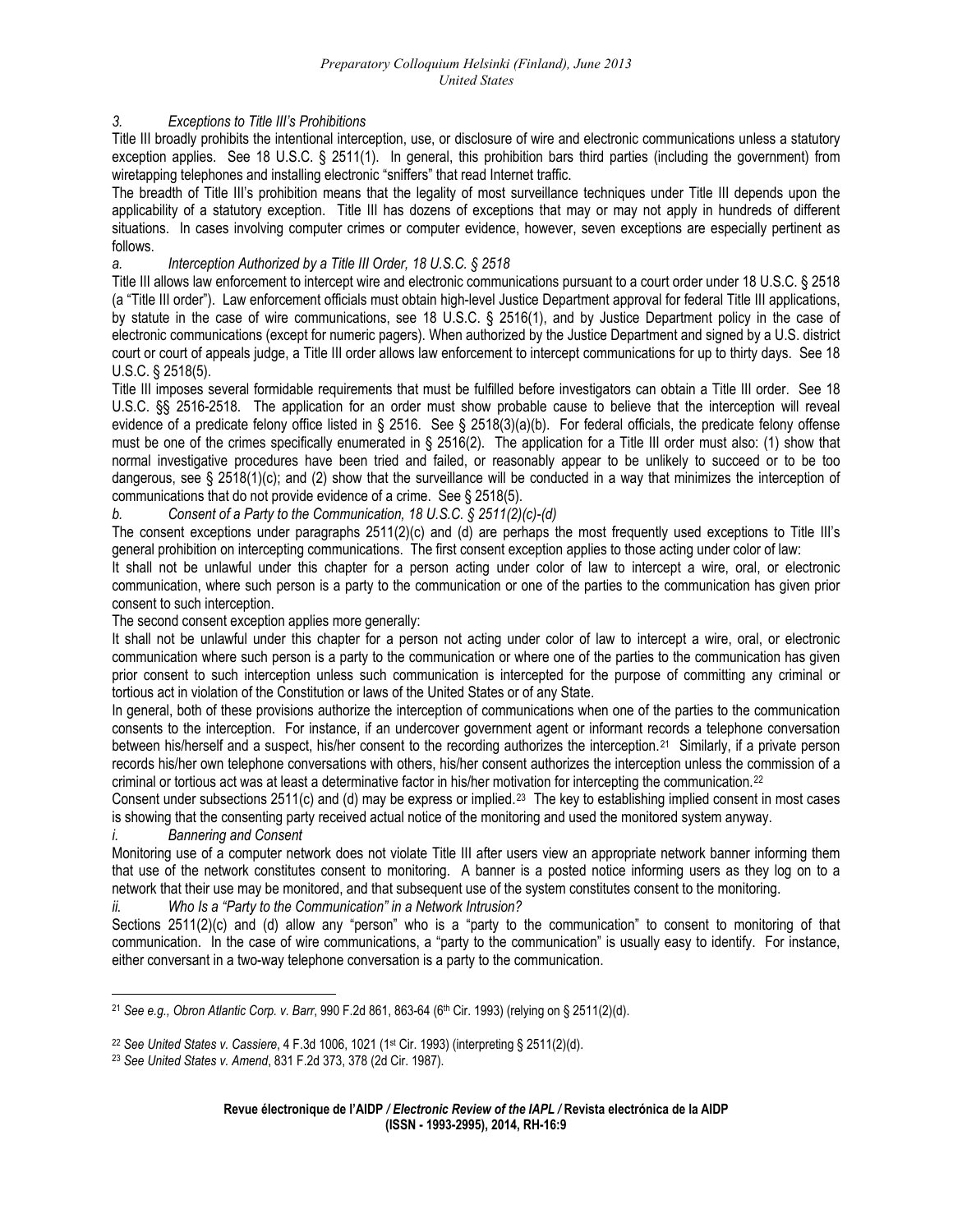### 3. *Exceptions to Title III's Prohibitions*

Title III broadly prohibits the intentional interception, use, or disclosure of wire and electronic communications unless a statutory exception applies. See 18 U.S.C. § 2511(1). In general, this prohibition bars third parties (including the government) from wiretapping telephones and installing electronic "sniffers" that read Internet traffic.

The breadth of Title III's prohibition means that the legality of most surveillance techniques under Title III depends upon the applicability of a statutory exception. Title III has dozens of exceptions that may or may not apply in hundreds of different situations. In cases involving computer crimes or computer evidence, however, seven exceptions are especially pertinent as follows.

#### a. *Interception Authorized by a Title III Order, 18 U.S.C. § 2518*

Title III allows law enforcement to intercept wire and electronic communications pursuant to a court order under 18 U.S.C. § 2518 (a "Title III order"). Law enforcement officials must obtain high-level Justice Department approval for federal Title III applications, by statute in the case of wire communications, see 18 U.S.C. § 2516(1), and by Justice Department policy in the case of electronic communications (except for numeric pagers). When authorized by the Justice Department and signed by a U.S. district court or court of appeals judge, a Title III order allows law enforcement to intercept communications for up to thirty days. See 18 U.S.C. § 2518(5).

Title III imposes several formidable requirements that must be fulfilled before investigators can obtain a Title III order. See 18 U.S.C. §§ 2516-2518. The application for an order must show probable cause to believe that the interception will reveal evidence of a predicate felony office listed in § 2516. See § 2518(3)(a)(b). For federal officials, the predicate felony offense must be one of the crimes specifically enumerated in § 2516(2). The application for a Title III order must also: (1) show that normal investigative procedures have been tried and failed, or reasonably appear to be unlikely to succeed or to be too dangerous, see § 2518(1)(c); and (2) show that the surveillance will be conducted in a way that minimizes the interception of communications that do not provide evidence of a crime. See § 2518(5).

#### b. *Consent of a Party to the Communication, 18 U.S.C. § 2511(2)(c)-(d)*

The consent exceptions under paragraphs 2511(2)(c) and (d) are perhaps the most frequently used exceptions to Title III's general prohibition on intercepting communications. The first consent exception applies to those acting under color of law:

It shall not be unlawful under this chapter for a person acting under color of law to intercept a wire, oral, or electronic communication, where such person is a party to the communication or one of the parties to the communication has given prior consent to such interception.

The second consent exception applies more generally:

It shall not be unlawful under this chapter for a person not acting under color of law to intercept a wire, oral, or electronic communication where such person is a party to the communication or where one of the parties to the communication has given prior consent to such interception unless such communication is intercepted for the purpose of committing any criminal or tortious act in violation of the Constitution or laws of the United States or of any State.

In general, both of these provisions authorize the interception of communications when one of the parties to the communication consents to the interception. For instance, if an undercover government agent or informant records a telephone conversation between his/herself and a suspect, his/her consent to the recording authorizes the interception.[21] Similarly, if a private person records his/her own telephone conversations with others, his/her consent authorizes the interception unless the commission of a criminal or tortious act was at least a determinative factor in his/her motivation for intercepting the communication.[22]

Consent under subsections 2511(c) and (d) may be express or implied.[23] The key to establishing implied consent in most cases is showing that the consenting party received actual notice of the monitoring and used the monitored system anyway.

##### i. *Bannering and Consent*

Monitoring use of a computer network does not violate Title III after users view an appropriate network banner informing them that use of the network constitutes consent to monitoring. A banner is a posted notice informing users as they log on to a network that their use may be monitored, and that subsequent use of the system constitutes consent to the monitoring.

##### ii. *Who Is a "Party to the Communication" in a Network Intrusion?*

Sections 2511(2)(c) and (d) allow any "person" who is a "party to the communication" to consent to monitoring of that communication. In the case of wire communications, a "party to the communication" is usually easy to identify. For instance, either conversant in a two-way telephone conversation is a party to the communication.

---

[21] *See e.g., Obron Atlantic Corp. v. Barr*, 990 F.2d 861, 863-64 (6th Cir. 1993) (relying on § 2511(2)(d).

[22] *See United States v. Cassiere*, 4 F.3d 1006, 1021 (1st Cir. 1993) (interpreting § 2511(2)(d).

[23] *See United States v. Amend*, 831 F.2d 373, 378 (2d Cir. 1987).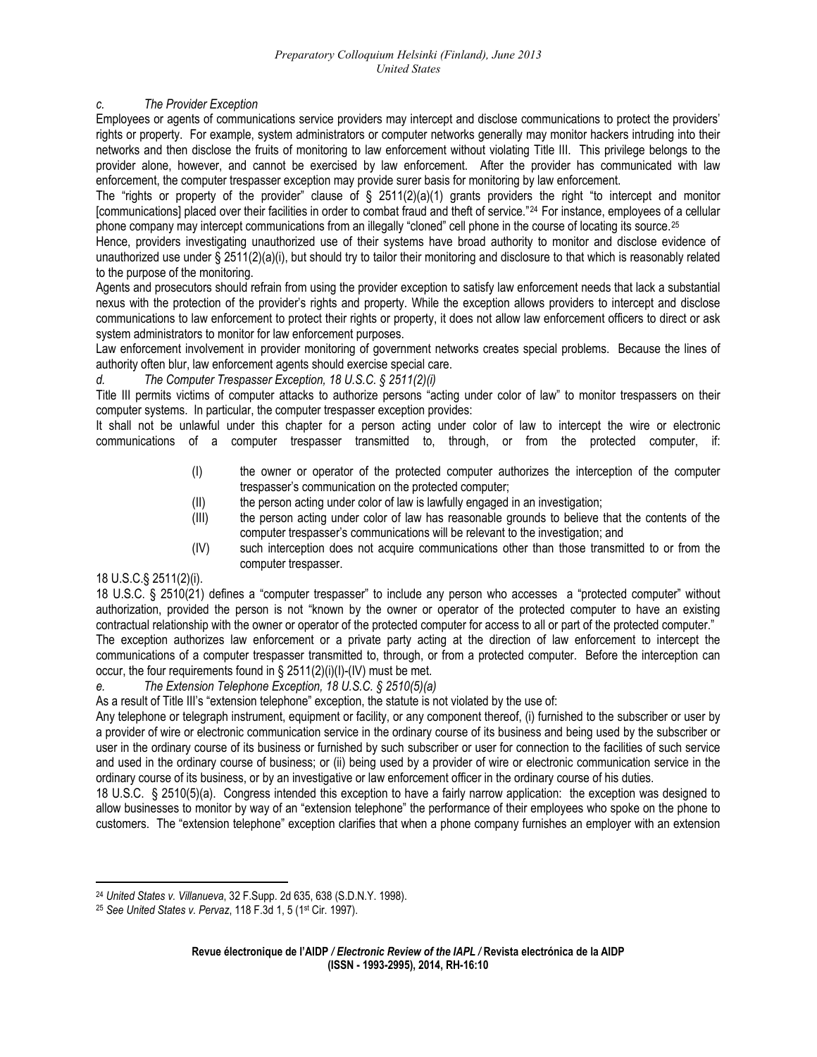### c. *The Provider Exception*

Employees or agents of communications service providers may intercept and disclose communications to protect the providers' rights or property. For example, system administrators or computer networks generally may monitor hackers intruding into their networks and then disclose the fruits of monitoring to law enforcement without violating Title III. This privilege belongs to the provider alone, however, and cannot be exercised by law enforcement. After the provider has communicated with law enforcement, the computer trespasser exception may provide surer basis for monitoring by law enforcement.

The "rights or property of the provider" clause of § 2511(2)(a)(1) grants providers the right "to intercept and monitor [communications] placed over their facilities in order to combat fraud and theft of service."[24] For instance, employees of a cellular phone company may intercept communications from an illegally "cloned" cell phone in the course of locating its source.[25]

Hence, providers investigating unauthorized use of their systems have broad authority to monitor and disclose evidence of unauthorized use under § 2511(2)(a)(i), but should try to tailor their monitoring and disclosure to that which is reasonably related to the purpose of the monitoring.

Agents and prosecutors should refrain from using the provider exception to satisfy law enforcement needs that lack a substantial nexus with the protection of the provider's rights and property. While the exception allows providers to intercept and disclose communications to law enforcement to protect their rights or property, it does not allow law enforcement officers to direct or ask system administrators to monitor for law enforcement purposes.

Law enforcement involvement in provider monitoring of government networks creates special problems. Because the lines of authority often blur, law enforcement agents should exercise special care.

### d. *The Computer Trespasser Exception, 18 U.S.C. § 2511(2)(i)*

Title III permits victims of computer attacks to authorize persons "acting under color of law" to monitor trespassers on their computer systems. In particular, the computer trespasser exception provides:

It shall not be unlawful under this chapter for a person acting under color of law to intercept the wire or electronic communications of a computer trespasser transmitted to, through, or from the protected computer, if:

> (I) the owner or operator of the protected computer authorizes the interception of the computer trespasser's communication on the protected computer;
>
> (II) the person acting under color of law is lawfully engaged in an investigation;
>
> (III) the person acting under color of law has reasonable grounds to believe that the contents of the computer trespasser's communications will be relevant to the investigation; and
>
> (IV) such interception does not acquire communications other than those transmitted to or from the computer trespasser.

18 U.S.C.§ 2511(2)(i).

18 U.S.C. § 2510(21) defines a "computer trespasser" to include any person who accesses a "protected computer" without authorization, provided the person is not "known by the owner or operator of the protected computer to have an existing contractual relationship with the owner or operator of the protected computer for access to all or part of the protected computer."

The exception authorizes law enforcement or a private party acting at the direction of law enforcement to intercept the communications of a computer trespasser transmitted to, through, or from a protected computer. Before the interception can occur, the four requirements found in § 2511(2)(i)(I)-(IV) must be met.

### e. *The Extension Telephone Exception, 18 U.S.C. § 2510(5)(a)*

As a result of Title III's "extension telephone" exception, the statute is not violated by the use of:

Any telephone or telegraph instrument, equipment or facility, or any component thereof, (i) furnished to the subscriber or user by a provider of wire or electronic communication service in the ordinary course of its business and being used by the subscriber or user in the ordinary course of its business or furnished by such subscriber or user for connection to the facilities of such service and used in the ordinary course of business; or (ii) being used by a provider of wire or electronic communication service in the ordinary course of its business, or by an investigative or law enforcement officer in the ordinary course of his duties.

18 U.S.C. § 2510(5)(a). Congress intended this exception to have a fairly narrow application: the exception was designed to allow businesses to monitor by way of an "extension telephone" the performance of their employees who spoke on the phone to customers. The "extension telephone" exception clarifies that when a phone company furnishes an employer with an extension

---

[24] *United States v. Villanueva*, 32 F.Supp. 2d 635, 638 (S.D.N.Y. 1998).

[25] *See United States v. Pervaz*, 118 F.3d 1, 5 (1st Cir. 1997).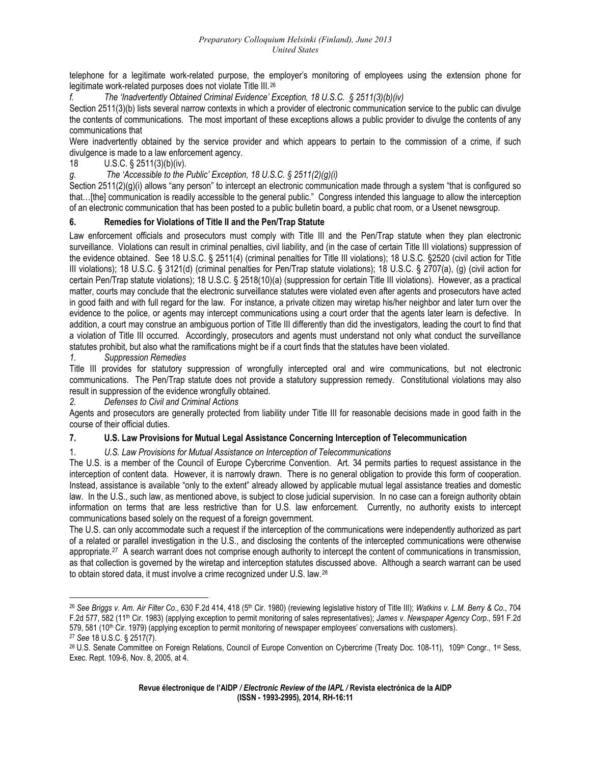telephone for a legitimate work-related purpose, the employer's monitoring of employees using the extension phone for legitimate work-related purposes does not violate Title III.[26]

*f. The 'Inadvertently Obtained Criminal Evidence' Exception, 18 U.S.C. § 2511(3)(b)(iv)*

Section 2511(3)(b) lists several narrow contexts in which a provider of electronic communication service to the public can divulge the contents of communications. The most important of these exceptions allows a public provider to divulge the contents of any communications that

Were inadvertently obtained by the service provider and which appears to pertain to the commission of a crime, if such divulgence is made to a law enforcement agency.

18 U.S.C. § 2511(3)(b)(iv).

*g. The 'Accessible to the Public' Exception, 18 U.S.C. § 2511(2)(g)(i)*

Section 2511(2)(g)(i) allows "any person" to intercept an electronic communication made through a system "that is configured so that…[the] communication is readily accessible to the general public." Congress intended this language to allow the interception of an electronic communication that has been posted to a public bulletin board, a public chat room, or a Usenet newsgroup.

## 6. Remedies for Violations of Title II and the Pen/Trap Statute

Law enforcement officials and prosecutors must comply with Title III and the Pen/Trap statute when they plan electronic surveillance. Violations can result in criminal penalties, civil liability, and (in the case of certain Title III violations) suppression of the evidence obtained. See 18 U.S.C. § 2511(4) (criminal penalties for Title III violations); 18 U.S.C. §2520 (civil action for Title III violations); 18 U.S.C. § 3121(d) (criminal penalties for Pen/Trap statute violations); 18 U.S.C. § 2707(a), (g) (civil action for certain Pen/Trap statute violations); 18 U.S.C. § 2518(10)(a) (suppression for certain Title III violations). However, as a practical matter, courts may conclude that the electronic surveillance statutes were violated even after agents and prosecutors have acted in good faith and with full regard for the law. For instance, a private citizen may wiretap his/her neighbor and later turn over the evidence to the police, or agents may intercept communications using a court order that the agents later learn is defective. In addition, a court may construe an ambiguous portion of Title III differently than did the investigators, leading the court to find that a violation of Title III occurred. Accordingly, prosecutors and agents must understand not only what conduct the surveillance statutes prohibit, but also what the ramifications might be if a court finds that the statutes have been violated.

*1. Suppression Remedies*

Title III provides for statutory suppression of wrongfully intercepted oral and wire communications, but not electronic communications. The Pen/Trap statute does not provide a statutory suppression remedy. Constitutional violations may also result in suppression of the evidence wrongfully obtained.

*2. Defenses to Civil and Criminal Actions*

Agents and prosecutors are generally protected from liability under Title III for reasonable decisions made in good faith in the course of their official duties.

## 7. U.S. Law Provisions for Mutual Legal Assistance Concerning Interception of Telecommunication

1. *U.S. Law Provisions for Mutual Assistance on Interception of Telecommunications*

The U.S. is a member of the Council of Europe Cybercrime Convention. Art. 34 permits parties to request assistance in the interception of content data. However, it is narrowly drawn. There is no general obligation to provide this form of cooperation. Instead, assistance is available "only to the extent" already allowed by applicable mutual legal assistance treaties and domestic law. In the U.S., such law, as mentioned above, is subject to close judicial supervision. In no case can a foreign authority obtain information on terms that are less restrictive than for U.S. law enforcement. Currently, no authority exists to intercept communications based solely on the request of a foreign government.

The U.S. can only accommodate such a request if the interception of the communications were independently authorized as part of a related or parallel investigation in the U.S., and disclosing the contents of the intercepted communications were otherwise appropriate.[27] A search warrant does not comprise enough authority to intercept the content of communications in transmission, as that collection is governed by the wiretap and interception statutes discussed above. Although a search warrant can be used to obtain stored data, it must involve a crime recognized under U.S. law.[28]

---

[26] *See Briggs v. Am. Air Filter Co*., 630 F.2d 414, 418 (5th Cir. 1980) (reviewing legislative history of Title III); *Watkins v. L.M. Berry & Co*., 704 F.2d 577, 582 (11th Cir. 1983) (applying exception to permit monitoring of sales representatives); *James v. Newspaper Agency Corp*., 591 F.2d 579, 581 (10th Cir. 1979) (applying exception to permit monitoring of newspaper employees' conversations with customers).

[27] *See* 18 U.S.C. § 2517(7).

[28] U.S. Senate Committee on Foreign Relations, Council of Europe Convention on Cybercrime (Treaty Doc. 108-11), 109th Congr., 1st Sess, Exec. Rept. 109-6, Nov. 8, 2005, at 4.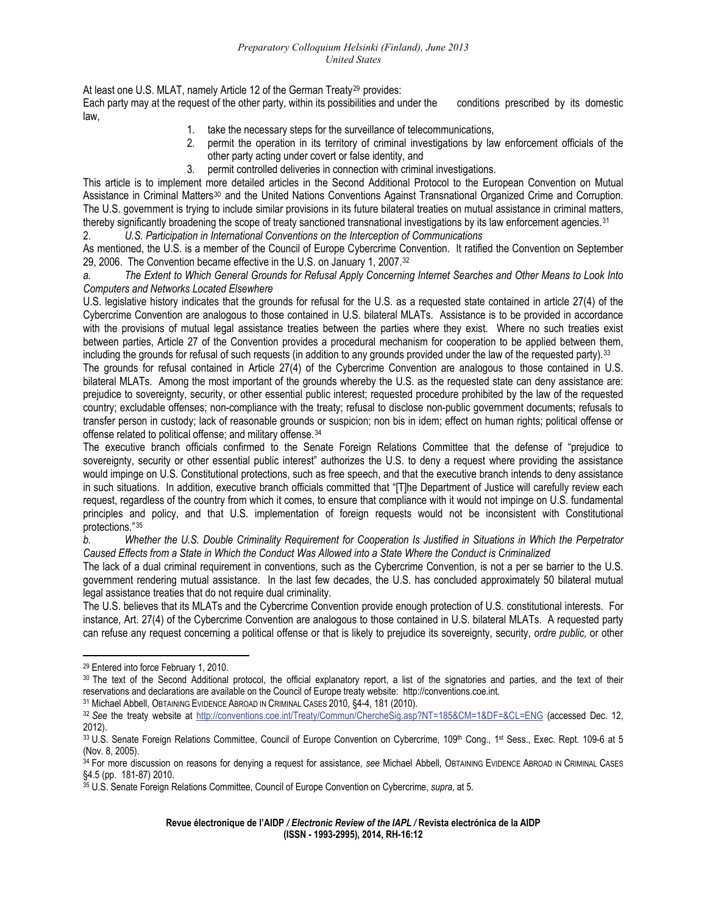At least one U.S. MLAT, namely Article 12 of the German Treaty[29] provides:

Each party may at the request of the other party, within its possibilities and under the conditions prescribed by its domestic law,

1. take the necessary steps for the surveillance of telecommunications,
2. permit the operation in its territory of criminal investigations by law enforcement officials of the other party acting under covert or false identity, and
3. permit controlled deliveries in connection with criminal investigations.

This article is to implement more detailed articles in the Second Additional Protocol to the European Convention on Mutual Assistance in Criminal Matters[30] and the United Nations Conventions Against Transnational Organized Crime and Corruption. The U.S. government is trying to include similar provisions in its future bilateral treaties on mutual assistance in criminal matters, thereby significantly broadening the scope of treaty sanctioned transnational investigations by its law enforcement agencies.[31]

2. *U.S. Participation in International Conventions on the Interception of Communications*

As mentioned, the U.S. is a member of the Council of Europe Cybercrime Convention. It ratified the Convention on September 29, 2006. The Convention became effective in the U.S. on January 1, 2007.[32]

*a. The Extent to Which General Grounds for Refusal Apply Concerning Internet Searches and Other Means to Look Into Computers and Networks Located Elsewhere*

U.S. legislative history indicates that the grounds for refusal for the U.S. as a requested state contained in article 27(4) of the Cybercrime Convention are analogous to those contained in U.S. bilateral MLATs. Assistance is to be provided in accordance with the provisions of mutual legal assistance treaties between the parties where they exist. Where no such treaties exist between parties, Article 27 of the Convention provides a procedural mechanism for cooperation to be applied between them, including the grounds for refusal of such requests (in addition to any grounds provided under the law of the requested party).[33]

The grounds for refusal contained in Article 27(4) of the Cybercrime Convention are analogous to those contained in U.S. bilateral MLATs. Among the most important of the grounds whereby the U.S. as the requested state can deny assistance are: prejudice to sovereignty, security, or other essential public interest; requested procedure prohibited by the law of the requested country; excludable offenses; non-compliance with the treaty; refusal to disclose non-public government documents; refusals to transfer person in custody; lack of reasonable grounds or suspicion; non bis in idem; effect on human rights; political offense or offense related to political offense; and military offense.[34]

The executive branch officials confirmed to the Senate Foreign Relations Committee that the defense of "prejudice to sovereignty, security or other essential public interest" authorizes the U.S. to deny a request where providing the assistance would impinge on U.S. Constitutional protections, such as free speech, and that the executive branch intends to deny assistance in such situations. In addition, executive branch officials committed that "[T]he Department of Justice will carefully review each request, regardless of the country from which it comes, to ensure that compliance with it would not impinge on U.S. fundamental principles and policy, and that U.S. implementation of foreign requests would not be inconsistent with Constitutional protections."[35]

*b. Whether the U.S. Double Criminality Requirement for Cooperation Is Justified in Situations in Which the Perpetrator Caused Effects from a State in Which the Conduct Was Allowed into a State Where the Conduct is Criminalized*

The lack of a dual criminal requirement in conventions, such as the Cybercrime Convention, is not a per se barrier to the U.S. government rendering mutual assistance. In the last few decades, the U.S. has concluded approximately 50 bilateral mutual legal assistance treaties that do not require dual criminality.

The U.S. believes that its MLATs and the Cybercrime Convention provide enough protection of U.S. constitutional interests. For instance, Art. 27(4) of the Cybercrime Convention are analogous to those contained in U.S. bilateral MLATs. A requested party can refuse any request concerning a political offense or that is likely to prejudice its sovereignty, security, *ordre public,* or other

---

[29] Entered into force February 1, 2010.

[30] The text of the Second Additional protocol, the official explanatory report, a list of the signatories and parties, and the text of their reservations and declarations are available on the Council of Europe treaty website: http://conventions.coe.int.

[31] Michael Abbell, OBTAINING EVIDENCE ABROAD IN CRIMINAL CASES 2010, §4-4, 181 (2010).

[32] *See* the treaty website at http://conventions.coe.int/Treaty/Commun/ChercheSig.asp?NT=185&CM=1&DF=&CL=ENG (accessed Dec. 12, 2012).

[33] U.S. Senate Foreign Relations Committee, Council of Europe Convention on Cybercrime, 109th Cong., 1st Sess., Exec. Rept. 109-6 at 5 (Nov. 8, 2005).

[34] For more discussion on reasons for denying a request for assistance, *see* Michael Abbell, OBTAINING EVIDENCE ABROAD IN CRIMINAL CASES §4.5 (pp. 181-87) 2010.

[35] U.S. Senate Foreign Relations Committee, Council of Europe Convention on Cybercrime, *supra*, at 5.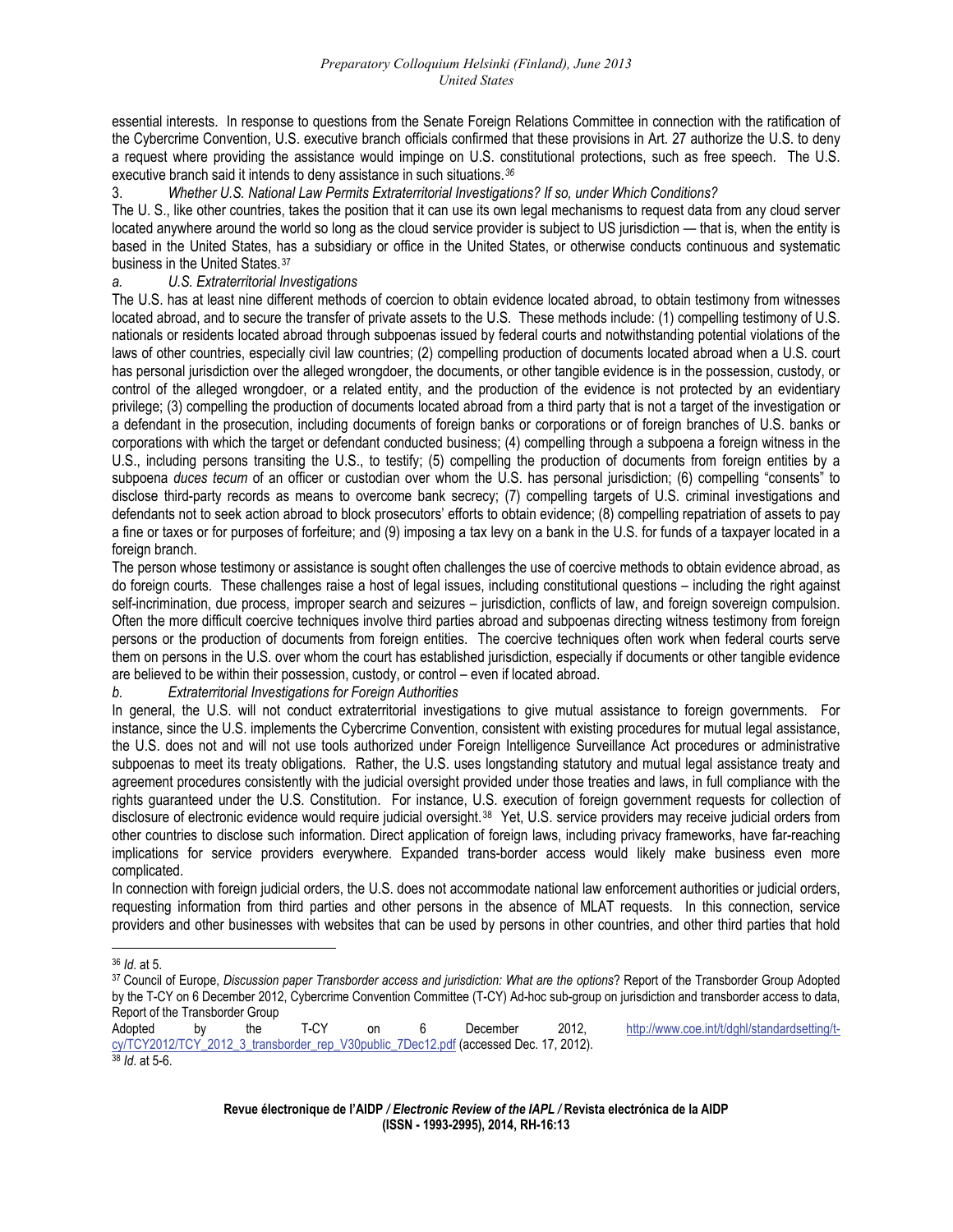essential interests. In response to questions from the Senate Foreign Relations Committee in connection with the ratification of the Cybercrime Convention, U.S. executive branch officials confirmed that these provisions in Art. 27 authorize the U.S. to deny a request where providing the assistance would impinge on U.S. constitutional protections, such as free speech. The U.S. executive branch said it intends to deny assistance in such situations.[36]

3. *Whether U.S. National Law Permits Extraterritorial Investigations? If so, under Which Conditions?*

The U. S., like other countries, takes the position that it can use its own legal mechanisms to request data from any cloud server located anywhere around the world so long as the cloud service provider is subject to US jurisdiction — that is, when the entity is based in the United States, has a subsidiary or office in the United States, or otherwise conducts continuous and systematic business in the United States.[37]

*a. U.S. Extraterritorial Investigations*

The U.S. has at least nine different methods of coercion to obtain evidence located abroad, to obtain testimony from witnesses located abroad, and to secure the transfer of private assets to the U.S. These methods include: (1) compelling testimony of U.S. nationals or residents located abroad through subpoenas issued by federal courts and notwithstanding potential violations of the laws of other countries, especially civil law countries; (2) compelling production of documents located abroad when a U.S. court has personal jurisdiction over the alleged wrongdoer, the documents, or other tangible evidence is in the possession, custody, or control of the alleged wrongdoer, or a related entity, and the production of the evidence is not protected by an evidentiary privilege; (3) compelling the production of documents located abroad from a third party that is not a target of the investigation or a defendant in the prosecution, including documents of foreign banks or corporations or of foreign branches of U.S. banks or corporations with which the target or defendant conducted business; (4) compelling through a subpoena a foreign witness in the U.S., including persons transiting the U.S., to testify; (5) compelling the production of documents from foreign entities by a subpoena *duces tecum* of an officer or custodian over whom the U.S. has personal jurisdiction; (6) compelling "consents" to disclose third-party records as means to overcome bank secrecy; (7) compelling targets of U.S. criminal investigations and defendants not to seek action abroad to block prosecutors' efforts to obtain evidence; (8) compelling repatriation of assets to pay a fine or taxes or for purposes of forfeiture; and (9) imposing a tax levy on a bank in the U.S. for funds of a taxpayer located in a foreign branch.

The person whose testimony or assistance is sought often challenges the use of coercive methods to obtain evidence abroad, as do foreign courts. These challenges raise a host of legal issues, including constitutional questions – including the right against self-incrimination, due process, improper search and seizures – jurisdiction, conflicts of law, and foreign sovereign compulsion. Often the more difficult coercive techniques involve third parties abroad and subpoenas directing witness testimony from foreign persons or the production of documents from foreign entities. The coercive techniques often work when federal courts serve them on persons in the U.S. over whom the court has established jurisdiction, especially if documents or other tangible evidence are believed to be within their possession, custody, or control – even if located abroad.

*b. Extraterritorial Investigations for Foreign Authorities*

In general, the U.S. will not conduct extraterritorial investigations to give mutual assistance to foreign governments. For instance, since the U.S. implements the Cybercrime Convention, consistent with existing procedures for mutual legal assistance, the U.S. does not and will not use tools authorized under Foreign Intelligence Surveillance Act procedures or administrative subpoenas to meet its treaty obligations. Rather, the U.S. uses longstanding statutory and mutual legal assistance treaty and agreement procedures consistently with the judicial oversight provided under those treaties and laws, in full compliance with the rights guaranteed under the U.S. Constitution. For instance, U.S. execution of foreign government requests for collection of disclosure of electronic evidence would require judicial oversight.[38] Yet, U.S. service providers may receive judicial orders from other countries to disclose such information. Direct application of foreign laws, including privacy frameworks, have far-reaching implications for service providers everywhere. Expanded trans-border access would likely make business even more complicated.

In connection with foreign judicial orders, the U.S. does not accommodate national law enforcement authorities or judicial orders, requesting information from third parties and other persons in the absence of MLAT requests. In this connection, service providers and other businesses with websites that can be used by persons in other countries, and other third parties that hold

[36] *Id*. at 5.

[37] Council of Europe, *Discussion paper Transborder access and jurisdiction: What are the options*? Report of the Transborder Group Adopted by the T-CY on 6 December 2012, Cybercrime Convention Committee (T-CY) Ad-hoc sub-group on jurisdiction and transborder access to data, Report of the Transborder Group Adopted by the T-CY on 6 December 2012, http://www.coe.int/t/dghl/standardsetting/t-cy/TCY2012/TCY_2012_3_transborder_rep_V30public_7Dec12.pdf (accessed Dec. 17, 2012).

[38] *Id*. at 5-6.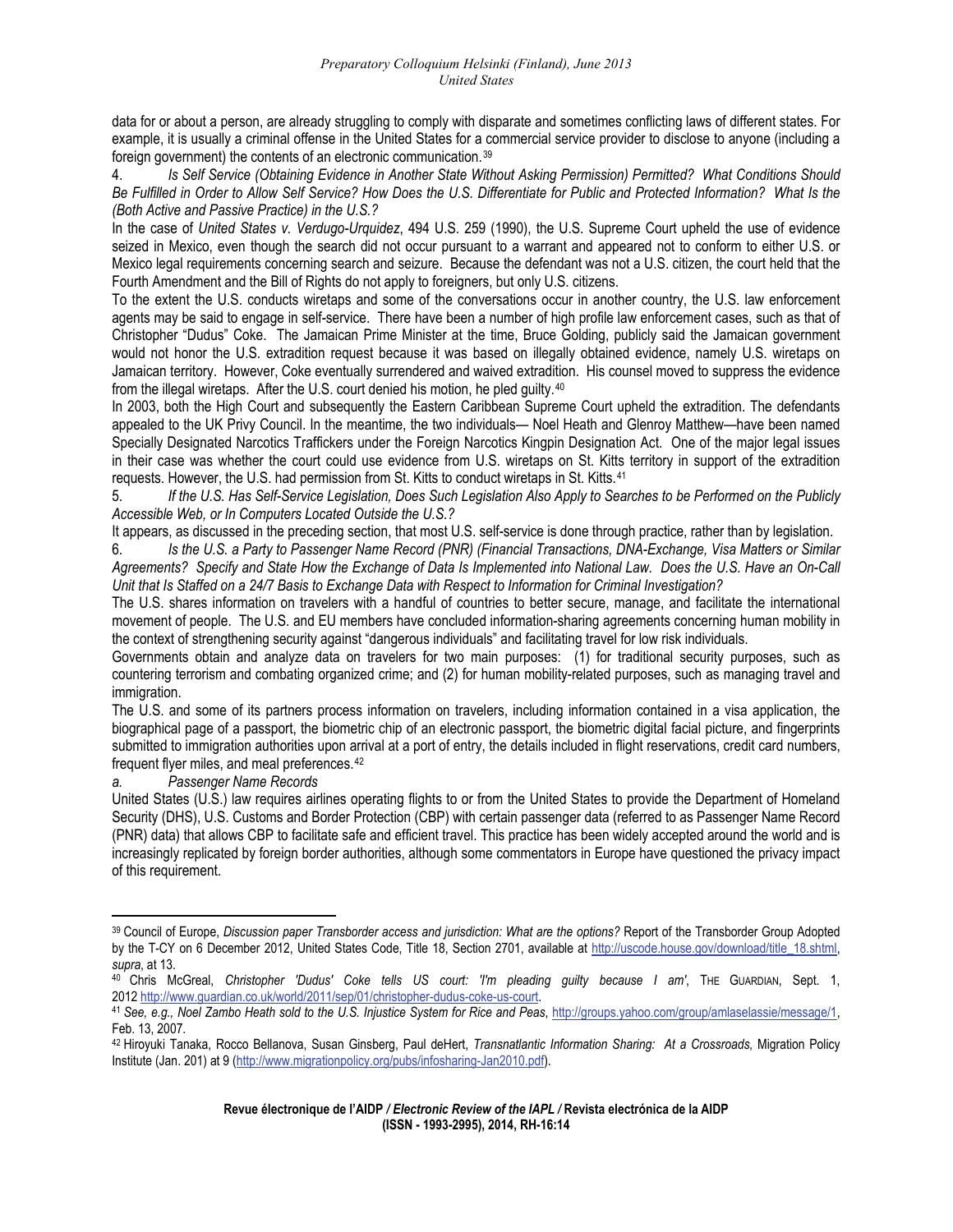data for or about a person, are already struggling to comply with disparate and sometimes conflicting laws of different states. For example, it is usually a criminal offense in the United States for a commercial service provider to disclose to anyone (including a foreign government) the contents of an electronic communication.[39]

4. *Is Self Service (Obtaining Evidence in Another State Without Asking Permission) Permitted? What Conditions Should Be Fulfilled in Order to Allow Self Service? How Does the U.S. Differentiate for Public and Protected Information? What Is the (Both Active and Passive Practice) in the U.S.?*

In the case of *United States v. Verdugo-Urquidez*, 494 U.S. 259 (1990), the U.S. Supreme Court upheld the use of evidence seized in Mexico, even though the search did not occur pursuant to a warrant and appeared not to conform to either U.S. or Mexico legal requirements concerning search and seizure. Because the defendant was not a U.S. citizen, the court held that the Fourth Amendment and the Bill of Rights do not apply to foreigners, but only U.S. citizens.

To the extent the U.S. conducts wiretaps and some of the conversations occur in another country, the U.S. law enforcement agents may be said to engage in self-service. There have been a number of high profile law enforcement cases, such as that of Christopher "Dudus" Coke. The Jamaican Prime Minister at the time, Bruce Golding, publicly said the Jamaican government would not honor the U.S. extradition request because it was based on illegally obtained evidence, namely U.S. wiretaps on Jamaican territory. However, Coke eventually surrendered and waived extradition. His counsel moved to suppress the evidence from the illegal wiretaps. After the U.S. court denied his motion, he pled guilty.[40]

In 2003, both the High Court and subsequently the Eastern Caribbean Supreme Court upheld the extradition. The defendants appealed to the UK Privy Council. In the meantime, the two individuals— Noel Heath and Glenroy Matthew—have been named Specially Designated Narcotics Traffickers under the Foreign Narcotics Kingpin Designation Act. One of the major legal issues in their case was whether the court could use evidence from U.S. wiretaps on St. Kitts territory in support of the extradition requests. However, the U.S. had permission from St. Kitts to conduct wiretaps in St. Kitts.[41]

5. *If the U.S. Has Self-Service Legislation, Does Such Legislation Also Apply to Searches to be Performed on the Publicly Accessible Web, or In Computers Located Outside the U.S.?*

It appears, as discussed in the preceding section, that most U.S. self-service is done through practice, rather than by legislation.

6. *Is the U.S. a Party to Passenger Name Record (PNR) (Financial Transactions, DNA-Exchange, Visa Matters or Similar Agreements? Specify and State How the Exchange of Data Is Implemented into National Law. Does the U.S. Have an On-Call Unit that Is Staffed on a 24/7 Basis to Exchange Data with Respect to Information for Criminal Investigation?*

The U.S. shares information on travelers with a handful of countries to better secure, manage, and facilitate the international movement of people. The U.S. and EU members have concluded information-sharing agreements concerning human mobility in the context of strengthening security against "dangerous individuals" and facilitating travel for low risk individuals.

Governments obtain and analyze data on travelers for two main purposes: (1) for traditional security purposes, such as countering terrorism and combating organized crime; and (2) for human mobility-related purposes, such as managing travel and immigration.

The U.S. and some of its partners process information on travelers, including information contained in a visa application, the biographical page of a passport, the biometric chip of an electronic passport, the biometric digital facial picture, and fingerprints submitted to immigration authorities upon arrival at a port of entry, the details included in flight reservations, credit card numbers, frequent flyer miles, and meal preferences.[42]

*a. Passenger Name Records*

United States (U.S.) law requires airlines operating flights to or from the United States to provide the Department of Homeland Security (DHS), U.S. Customs and Border Protection (CBP) with certain passenger data (referred to as Passenger Name Record (PNR) data) that allows CBP to facilitate safe and efficient travel. This practice has been widely accepted around the world and is increasingly replicated by foreign border authorities, although some commentators in Europe have questioned the privacy impact of this requirement.

---

[39] Council of Europe, *Discussion paper Transborder access and jurisdiction: What are the options?* Report of the Transborder Group Adopted by the T-CY on 6 December 2012, United States Code, Title 18, Section 2701, available at http://uscode.house.gov/download/title_18.shtml, *supra*, at 13.

[40] Chris McGreal, *Christopher 'Dudus' Coke tells US court: 'I'm pleading guilty because I am'*, THE GUARDIAN, Sept. 1, 2012 http://www.guardian.co.uk/world/2011/sep/01/christopher-dudus-coke-us-court.

[41] *See, e.g., Noel Zambo Heath sold to the U.S. Injustice System for Rice and Peas*, http://groups.yahoo.com/group/amlaselassie/message/1, Feb. 13, 2007.

[42] Hiroyuki Tanaka, Rocco Bellanova, Susan Ginsberg, Paul deHert, *Transnatlantic Information Sharing: At a Crossroads,* Migration Policy Institute (Jan. 201) at 9 (http://www.migrationpolicy.org/pubs/infosharing-Jan2010.pdf).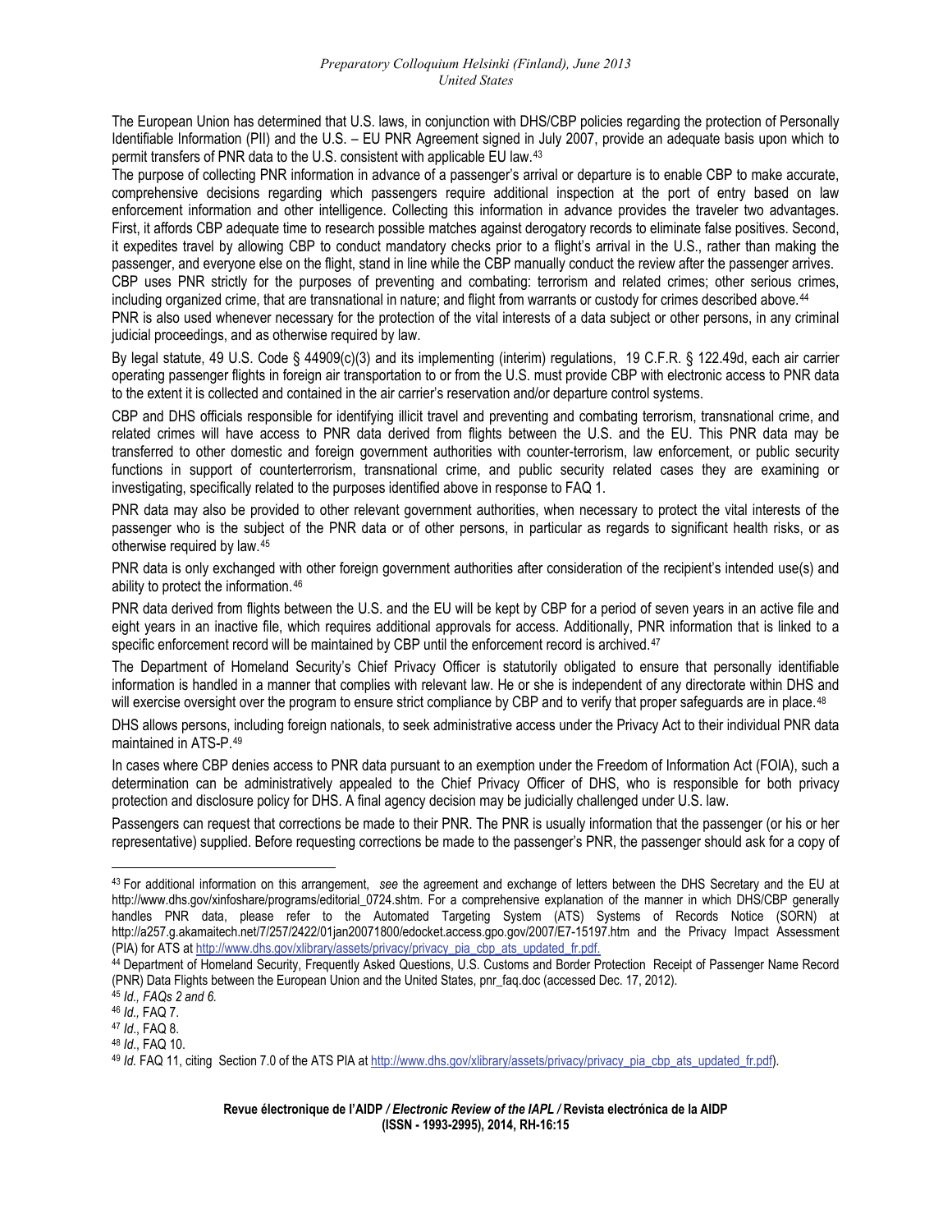The European Union has determined that U.S. laws, in conjunction with DHS/CBP policies regarding the protection of Personally Identifiable Information (PII) and the U.S. – EU PNR Agreement signed in July 2007, provide an adequate basis upon which to permit transfers of PNR data to the U.S. consistent with applicable EU law.[43]

The purpose of collecting PNR information in advance of a passenger's arrival or departure is to enable CBP to make accurate, comprehensive decisions regarding which passengers require additional inspection at the port of entry based on law enforcement information and other intelligence. Collecting this information in advance provides the traveler two advantages. First, it affords CBP adequate time to research possible matches against derogatory records to eliminate false positives. Second, it expedites travel by allowing CBP to conduct mandatory checks prior to a flight's arrival in the U.S., rather than making the passenger, and everyone else on the flight, stand in line while the CBP manually conduct the review after the passenger arrives.

CBP uses PNR strictly for the purposes of preventing and combating: terrorism and related crimes; other serious crimes, including organized crime, that are transnational in nature; and flight from warrants or custody for crimes described above.[44]

PNR is also used whenever necessary for the protection of the vital interests of a data subject or other persons, in any criminal judicial proceedings, and as otherwise required by law.

By legal statute, 49 U.S. Code § 44909(c)(3) and its implementing (interim) regulations, 19 C.F.R. § 122.49d, each air carrier operating passenger flights in foreign air transportation to or from the U.S. must provide CBP with electronic access to PNR data to the extent it is collected and contained in the air carrier's reservation and/or departure control systems.

CBP and DHS officials responsible for identifying illicit travel and preventing and combating terrorism, transnational crime, and related crimes will have access to PNR data derived from flights between the U.S. and the EU. This PNR data may be transferred to other domestic and foreign government authorities with counter-terrorism, law enforcement, or public security functions in support of counterterrorism, transnational crime, and public security related cases they are examining or investigating, specifically related to the purposes identified above in response to FAQ 1.

PNR data may also be provided to other relevant government authorities, when necessary to protect the vital interests of the passenger who is the subject of the PNR data or of other persons, in particular as regards to significant health risks, or as otherwise required by law.[45]

PNR data is only exchanged with other foreign government authorities after consideration of the recipient's intended use(s) and ability to protect the information.[46]

PNR data derived from flights between the U.S. and the EU will be kept by CBP for a period of seven years in an active file and eight years in an inactive file, which requires additional approvals for access. Additionally, PNR information that is linked to a specific enforcement record will be maintained by CBP until the enforcement record is archived.[47]

The Department of Homeland Security's Chief Privacy Officer is statutorily obligated to ensure that personally identifiable information is handled in a manner that complies with relevant law. He or she is independent of any directorate within DHS and will exercise oversight over the program to ensure strict compliance by CBP and to verify that proper safeguards are in place.[48]

DHS allows persons, including foreign nationals, to seek administrative access under the Privacy Act to their individual PNR data maintained in ATS-P.[49]

In cases where CBP denies access to PNR data pursuant to an exemption under the Freedom of Information Act (FOIA), such a determination can be administratively appealed to the Chief Privacy Officer of DHS, who is responsible for both privacy protection and disclosure policy for DHS. A final agency decision may be judicially challenged under U.S. law.

Passengers can request that corrections be made to their PNR. The PNR is usually information that the passenger (or his or her representative) supplied. Before requesting corrections be made to the passenger's PNR, the passenger should ask for a copy of

---

[43] For additional information on this arrangement, *see* the agreement and exchange of letters between the DHS Secretary and the EU at http://www.dhs.gov/xinfoshare/programs/editorial_0724.shtm. For a comprehensive explanation of the manner in which DHS/CBP generally handles PNR data, please refer to the Automated Targeting System (ATS) Systems of Records Notice (SORN) at http://a257.g.akamaitech.net/7/257/2422/01jan20071800/edocket.access.gpo.gov/2007/E7-15197.htm and the Privacy Impact Assessment (PIA) for ATS at http://www.dhs.gov/xlibrary/assets/privacy/privacy_pia_cbp_ats_updated_fr.pdf.

[44] Department of Homeland Security, Frequently Asked Questions, U.S. Customs and Border Protection Receipt of Passenger Name Record (PNR) Data Flights between the European Union and the United States, pnr_faq.doc (accessed Dec. 17, 2012).

[45] *Id., FAQs 2 and 6.*

[46] *Id.,* FAQ 7.

[47] *Id*., FAQ 8.

[48] *Id*., FAQ 10.

[49] *Id.* FAQ 11, citing Section 7.0 of the ATS PIA at http://www.dhs.gov/xlibrary/assets/privacy/privacy_pia_cbp_ats_updated_fr.pdf).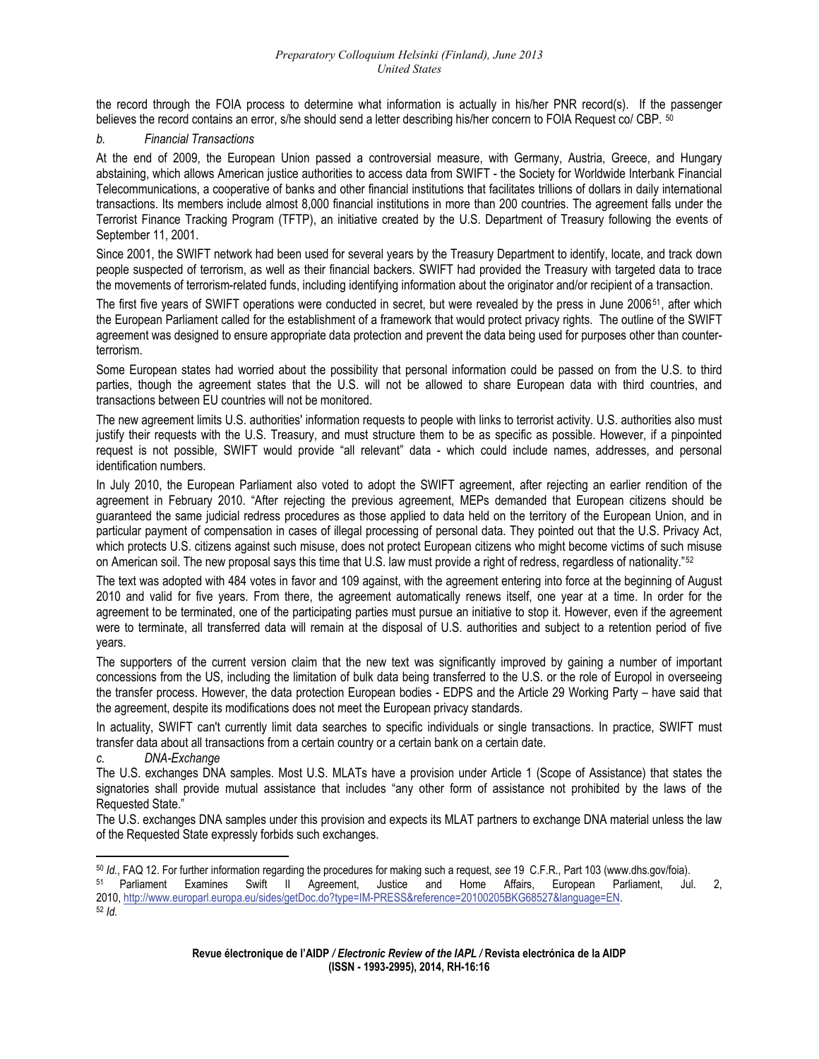the record through the FOIA process to determine what information is actually in his/her PNR record(s). If the passenger believes the record contains an error, s/he should send a letter describing his/her concern to FOIA Request co/ CBP. [50]

*b. Financial Transactions*

At the end of 2009, the European Union passed a controversial measure, with Germany, Austria, Greece, and Hungary abstaining, which allows American justice authorities to access data from SWIFT - the Society for Worldwide Interbank Financial Telecommunications, a cooperative of banks and other financial institutions that facilitates trillions of dollars in daily international transactions. Its members include almost 8,000 financial institutions in more than 200 countries. The agreement falls under the Terrorist Finance Tracking Program (TFTP), an initiative created by the U.S. Department of Treasury following the events of September 11, 2001.

Since 2001, the SWIFT network had been used for several years by the Treasury Department to identify, locate, and track down people suspected of terrorism, as well as their financial backers. SWIFT had provided the Treasury with targeted data to trace the movements of terrorism-related funds, including identifying information about the originator and/or recipient of a transaction.

The first five years of SWIFT operations were conducted in secret, but were revealed by the press in June 2006[51], after which the European Parliament called for the establishment of a framework that would protect privacy rights. The outline of the SWIFT agreement was designed to ensure appropriate data protection and prevent the data being used for purposes other than counter-terrorism.

Some European states had worried about the possibility that personal information could be passed on from the U.S. to third parties, though the agreement states that the U.S. will not be allowed to share European data with third countries, and transactions between EU countries will not be monitored.

The new agreement limits U.S. authorities' information requests to people with links to terrorist activity. U.S. authorities also must justify their requests with the U.S. Treasury, and must structure them to be as specific as possible. However, if a pinpointed request is not possible, SWIFT would provide "all relevant" data - which could include names, addresses, and personal identification numbers.

In July 2010, the European Parliament also voted to adopt the SWIFT agreement, after rejecting an earlier rendition of the agreement in February 2010. "After rejecting the previous agreement, MEPs demanded that European citizens should be guaranteed the same judicial redress procedures as those applied to data held on the territory of the European Union, and in particular payment of compensation in cases of illegal processing of personal data. They pointed out that the U.S. Privacy Act, which protects U.S. citizens against such misuse, does not protect European citizens who might become victims of such misuse on American soil. The new proposal says this time that U.S. law must provide a right of redress, regardless of nationality."[52]

The text was adopted with 484 votes in favor and 109 against, with the agreement entering into force at the beginning of August 2010 and valid for five years. From there, the agreement automatically renews itself, one year at a time. In order for the agreement to be terminated, one of the participating parties must pursue an initiative to stop it. However, even if the agreement were to terminate, all transferred data will remain at the disposal of U.S. authorities and subject to a retention period of five years.

The supporters of the current version claim that the new text was significantly improved by gaining a number of important concessions from the US, including the limitation of bulk data being transferred to the U.S. or the role of Europol in overseeing the transfer process. However, the data protection European bodies - EDPS and the Article 29 Working Party – have said that the agreement, despite its modifications does not meet the European privacy standards.

In actuality, SWIFT can't currently limit data searches to specific individuals or single transactions. In practice, SWIFT must transfer data about all transactions from a certain country or a certain bank on a certain date.

*c. DNA-Exchange*

The U.S. exchanges DNA samples. Most U.S. MLATs have a provision under Article 1 (Scope of Assistance) that states the signatories shall provide mutual assistance that includes "any other form of assistance not prohibited by the laws of the Requested State."

The U.S. exchanges DNA samples under this provision and expects its MLAT partners to exchange DNA material unless the law of the Requested State expressly forbids such exchanges.

---

[50] *Id.*, FAQ 12. For further information regarding the procedures for making such a request, *see* 19 C.F.R., Part 103 (www.dhs.gov/foia).

[51] Parliament Examines Swift II Agreement, Justice and Home Affairs, European Parliament, Jul. 2, 2010, http://www.europarl.europa.eu/sides/getDoc.do?type=IM-PRESS&reference=20100205BKG68527&language=EN.

[52] *Id.*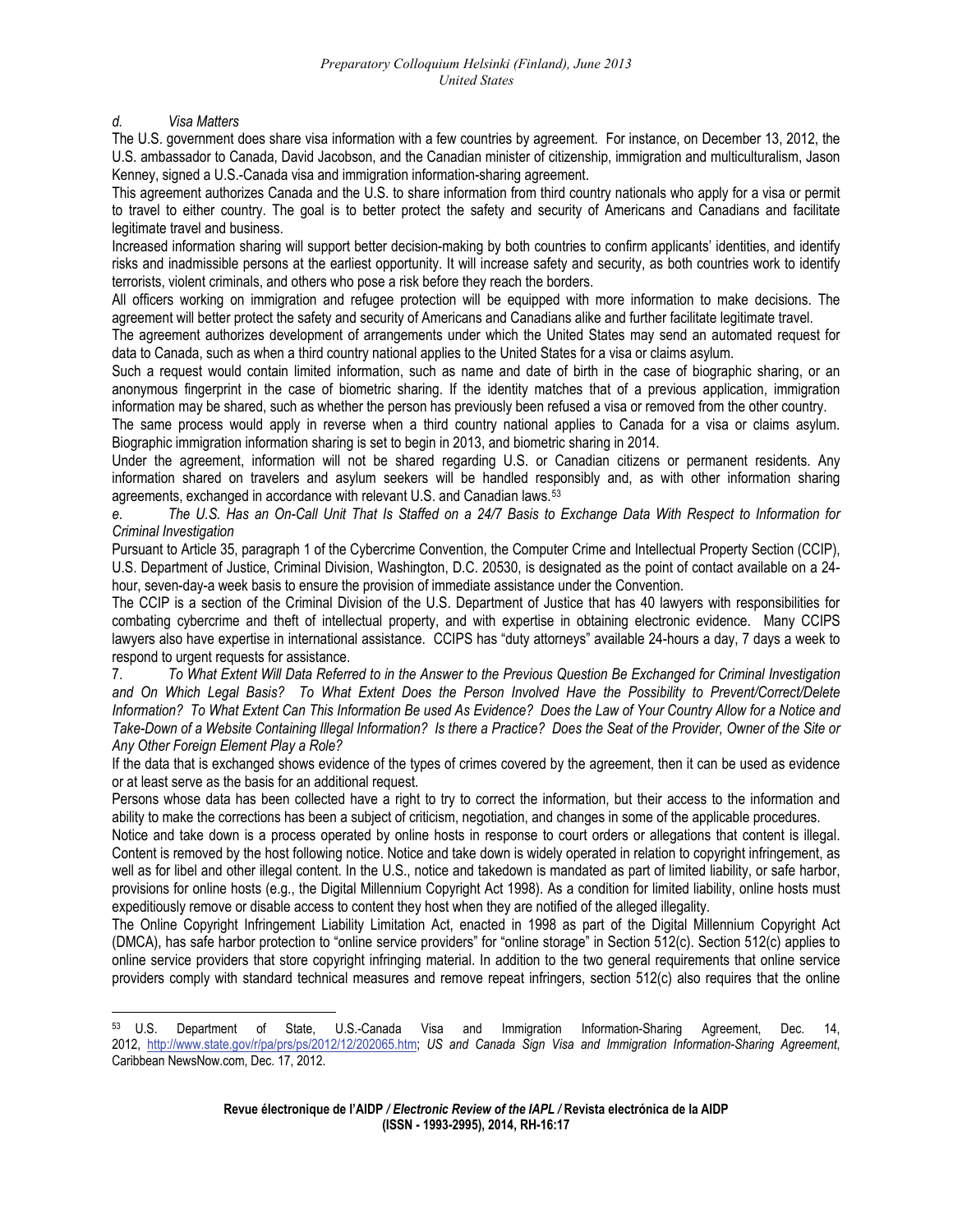*d. Visa Matters*

The U.S. government does share visa information with a few countries by agreement. For instance, on December 13, 2012, the U.S. ambassador to Canada, David Jacobson, and the Canadian minister of citizenship, immigration and multiculturalism, Jason Kenney, signed a U.S.-Canada visa and immigration information-sharing agreement.

This agreement authorizes Canada and the U.S. to share information from third country nationals who apply for a visa or permit to travel to either country. The goal is to better protect the safety and security of Americans and Canadians and facilitate legitimate travel and business.

Increased information sharing will support better decision-making by both countries to confirm applicants' identities, and identify risks and inadmissible persons at the earliest opportunity. It will increase safety and security, as both countries work to identify terrorists, violent criminals, and others who pose a risk before they reach the borders.

All officers working on immigration and refugee protection will be equipped with more information to make decisions. The agreement will better protect the safety and security of Americans and Canadians alike and further facilitate legitimate travel.

The agreement authorizes development of arrangements under which the United States may send an automated request for data to Canada, such as when a third country national applies to the United States for a visa or claims asylum.

Such a request would contain limited information, such as name and date of birth in the case of biographic sharing, or an anonymous fingerprint in the case of biometric sharing. If the identity matches that of a previous application, immigration information may be shared, such as whether the person has previously been refused a visa or removed from the other country.

The same process would apply in reverse when a third country national applies to Canada for a visa or claims asylum. Biographic immigration information sharing is set to begin in 2013, and biometric sharing in 2014.

Under the agreement, information will not be shared regarding U.S. or Canadian citizens or permanent residents. Any information shared on travelers and asylum seekers will be handled responsibly and, as with other information sharing agreements, exchanged in accordance with relevant U.S. and Canadian laws.[53]

*e. The U.S. Has an On-Call Unit That Is Staffed on a 24/7 Basis to Exchange Data With Respect to Information for Criminal Investigation*

Pursuant to Article 35, paragraph 1 of the Cybercrime Convention, the Computer Crime and Intellectual Property Section (CCIP), U.S. Department of Justice, Criminal Division, Washington, D.C. 20530, is designated as the point of contact available on a 24-hour, seven-day-a week basis to ensure the provision of immediate assistance under the Convention.

The CCIP is a section of the Criminal Division of the U.S. Department of Justice that has 40 lawyers with responsibilities for combating cybercrime and theft of intellectual property, and with expertise in obtaining electronic evidence. Many CCIPS lawyers also have expertise in international assistance. CCIPS has "duty attorneys" available 24-hours a day, 7 days a week to respond to urgent requests for assistance.

7. *To What Extent Will Data Referred to in the Answer to the Previous Question Be Exchanged for Criminal Investigation and On Which Legal Basis? To What Extent Does the Person Involved Have the Possibility to Prevent/Correct/Delete Information? To What Extent Can This Information Be used As Evidence? Does the Law of Your Country Allow for a Notice and Take-Down of a Website Containing Illegal Information? Is there a Practice? Does the Seat of the Provider, Owner of the Site or Any Other Foreign Element Play a Role?*

If the data that is exchanged shows evidence of the types of crimes covered by the agreement, then it can be used as evidence or at least serve as the basis for an additional request.

Persons whose data has been collected have a right to try to correct the information, but their access to the information and ability to make the corrections has been a subject of criticism, negotiation, and changes in some of the applicable procedures.

Notice and take down is a process operated by online hosts in response to court orders or allegations that content is illegal. Content is removed by the host following notice. Notice and take down is widely operated in relation to copyright infringement, as well as for libel and other illegal content. In the U.S., notice and takedown is mandated as part of limited liability, or safe harbor, provisions for online hosts (e.g., the Digital Millennium Copyright Act 1998). As a condition for limited liability, online hosts must expeditiously remove or disable access to content they host when they are notified of the alleged illegality.

The Online Copyright Infringement Liability Limitation Act, enacted in 1998 as part of the Digital Millennium Copyright Act (DMCA), has safe harbor protection to "online service providers" for "online storage" in Section 512(c). Section 512(c) applies to online service providers that store copyright infringing material. In addition to the two general requirements that online service providers comply with standard technical measures and remove repeat infringers, section 512(c) also requires that the online

[53] U.S. Department of State, U.S.-Canada Visa and Immigration Information-Sharing Agreement, Dec. 14, 2012, http://www.state.gov/r/pa/prs/ps/2012/12/202065.htm; *US and Canada Sign Visa and Immigration Information-Sharing Agreement*, Caribbean NewsNow.com, Dec. 17, 2012.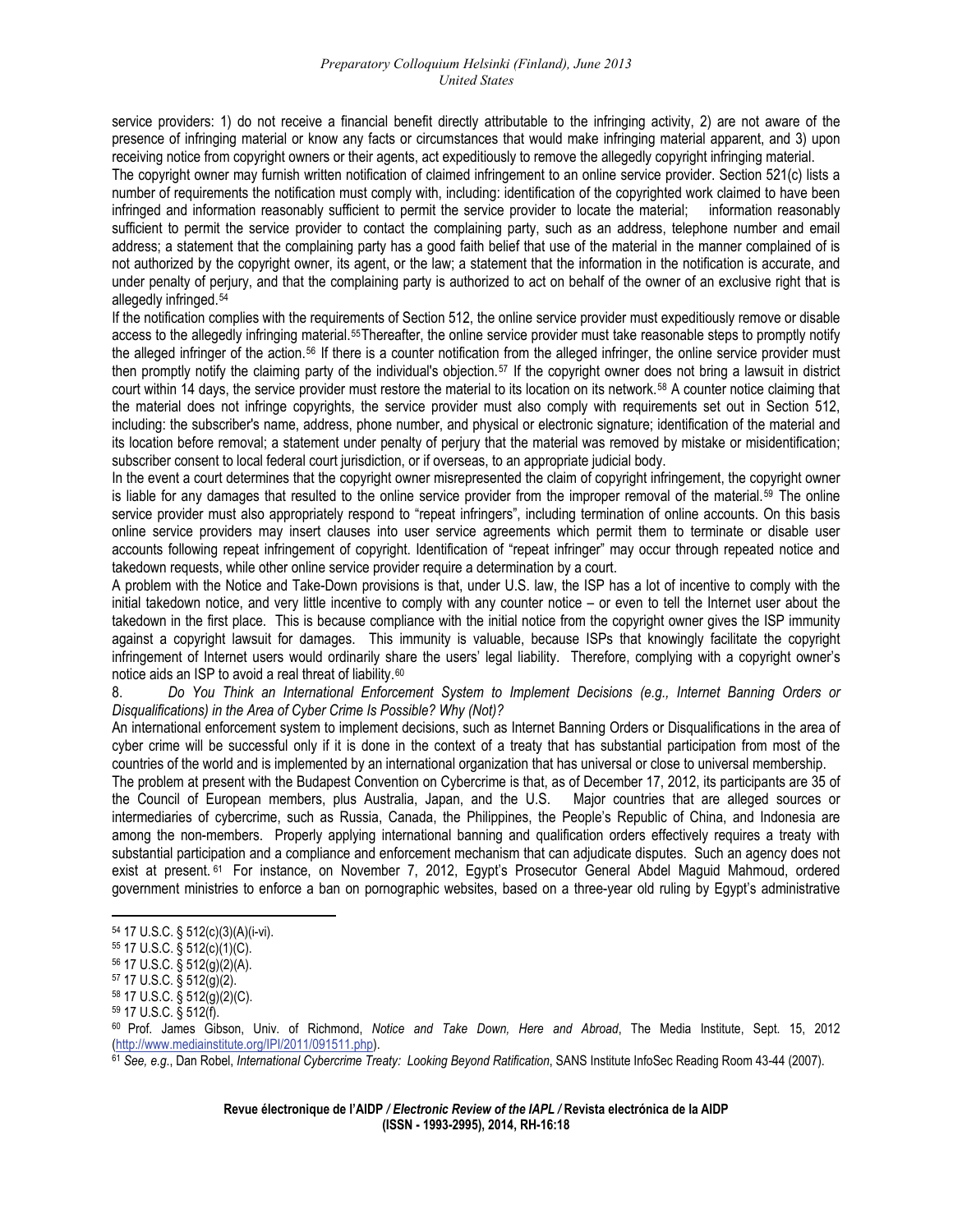service providers: 1) do not receive a financial benefit directly attributable to the infringing activity, 2) are not aware of the presence of infringing material or know any facts or circumstances that would make infringing material apparent, and 3) upon receiving notice from copyright owners or their agents, act expeditiously to remove the allegedly copyright infringing material.

The copyright owner may furnish written notification of claimed infringement to an online service provider. Section 521(c) lists a number of requirements the notification must comply with, including: identification of the copyrighted work claimed to have been infringed and information reasonably sufficient to permit the service provider to locate the material; information reasonably sufficient to permit the service provider to contact the complaining party, such as an address, telephone number and email address; a statement that the complaining party has a good faith belief that use of the material in the manner complained of is not authorized by the copyright owner, its agent, or the law; a statement that the information in the notification is accurate, and under penalty of perjury, and that the complaining party is authorized to act on behalf of the owner of an exclusive right that is allegedly infringed.[54]

If the notification complies with the requirements of Section 512, the online service provider must expeditiously remove or disable access to the allegedly infringing material.[55] Thereafter, the online service provider must take reasonable steps to promptly notify the alleged infringer of the action.[56] If there is a counter notification from the alleged infringer, the online service provider must then promptly notify the claiming party of the individual's objection.[57] If the copyright owner does not bring a lawsuit in district court within 14 days, the service provider must restore the material to its location on its network.[58] A counter notice claiming that the material does not infringe copyrights, the service provider must also comply with requirements set out in Section 512, including: the subscriber's name, address, phone number, and physical or electronic signature; identification of the material and its location before removal; a statement under penalty of perjury that the material was removed by mistake or misidentification; subscriber consent to local federal court jurisdiction, or if overseas, to an appropriate judicial body.

In the event a court determines that the copyright owner misrepresented the claim of copyright infringement, the copyright owner is liable for any damages that resulted to the online service provider from the improper removal of the material.[59] The online service provider must also appropriately respond to "repeat infringers", including termination of online accounts. On this basis online service providers may insert clauses into user service agreements which permit them to terminate or disable user accounts following repeat infringement of copyright. Identification of "repeat infringer" may occur through repeated notice and takedown requests, while other online service provider require a determination by a court.

A problem with the Notice and Take-Down provisions is that, under U.S. law, the ISP has a lot of incentive to comply with the initial takedown notice, and very little incentive to comply with any counter notice – or even to tell the Internet user about the takedown in the first place. This is because compliance with the initial notice from the copyright owner gives the ISP immunity against a copyright lawsuit for damages. This immunity is valuable, because ISPs that knowingly facilitate the copyright infringement of Internet users would ordinarily share the users' legal liability. Therefore, complying with a copyright owner's notice aids an ISP to avoid a real threat of liability.[60]

8. *Do You Think an International Enforcement System to Implement Decisions (e.g., Internet Banning Orders or Disqualifications) in the Area of Cyber Crime Is Possible? Why (Not)?*

An international enforcement system to implement decisions, such as Internet Banning Orders or Disqualifications in the area of cyber crime will be successful only if it is done in the context of a treaty that has substantial participation from most of the countries of the world and is implemented by an international organization that has universal or close to universal membership.

The problem at present with the Budapest Convention on Cybercrime is that, as of December 17, 2012, its participants are 35 of the Council of European members, plus Australia, Japan, and the U.S. Major countries that are alleged sources or intermediaries of cybercrime, such as Russia, Canada, the Philippines, the People's Republic of China, and Indonesia are among the non-members. Properly applying international banning and qualification orders effectively requires a treaty with substantial participation and a compliance and enforcement mechanism that can adjudicate disputes. Such an agency does not exist at present.[61] For instance, on November 7, 2012, Egypt's Prosecutor General Abdel Maguid Mahmoud, ordered government ministries to enforce a ban on pornographic websites, based on a three-year old ruling by Egypt's administrative

---

[54] 17 U.S.C. § 512(c)(3)(A)(i-vi).

[55] 17 U.S.C. § 512(c)(1)(C).

[56] 17 U.S.C. § 512(g)(2)(A).

[57] 17 U.S.C. § 512(g)(2).

[58] 17 U.S.C. § 512(g)(2)(C).

[59] 17 U.S.C. § 512(f).

[60] Prof. James Gibson, Univ. of Richmond, *Notice and Take Down, Here and Abroad*, The Media Institute, Sept. 15, 2012 (http://www.mediainstitute.org/IPI/2011/091511.php).

[61] *See, e.g.*, Dan Robel, *International Cybercrime Treaty: Looking Beyond Ratification*, SANS Institute InfoSec Reading Room 43-44 (2007).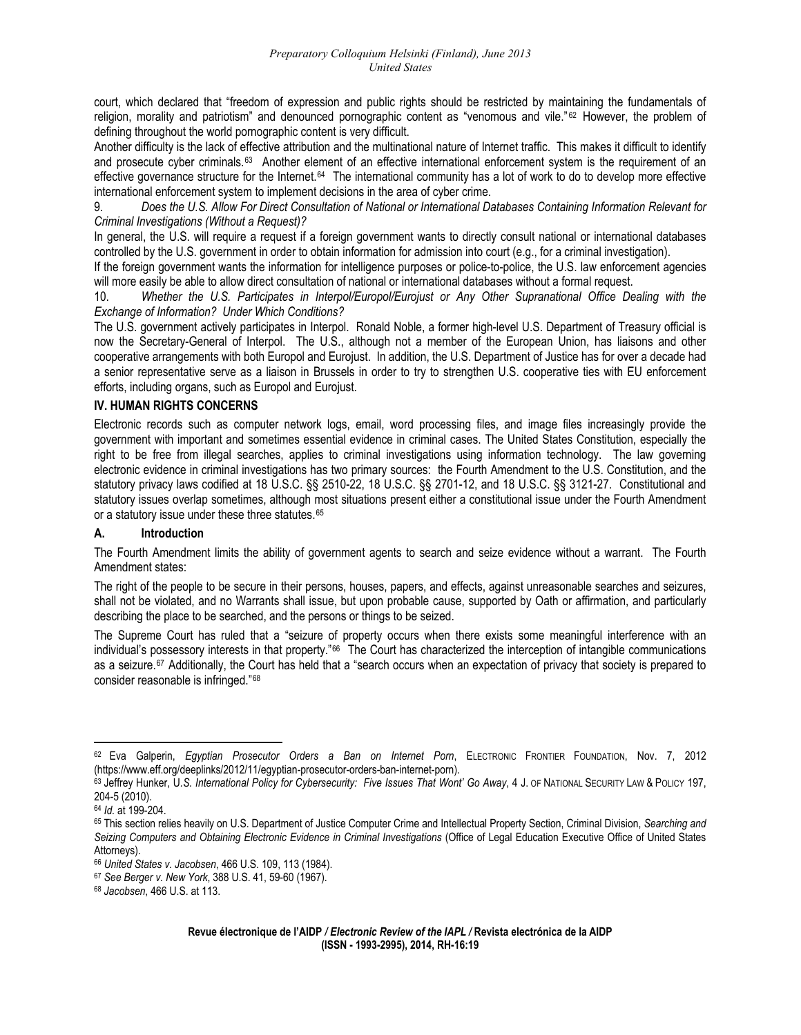court, which declared that "freedom of expression and public rights should be restricted by maintaining the fundamentals of religion, morality and patriotism" and denounced pornographic content as "venomous and vile."[62] However, the problem of defining throughout the world pornographic content is very difficult.

Another difficulty is the lack of effective attribution and the multinational nature of Internet traffic. This makes it difficult to identify and prosecute cyber criminals.[63] Another element of an effective international enforcement system is the requirement of an effective governance structure for the Internet.[64] The international community has a lot of work to do to develop more effective international enforcement system to implement decisions in the area of cyber crime.

9. *Does the U.S. Allow For Direct Consultation of National or International Databases Containing Information Relevant for Criminal Investigations (Without a Request)?*

In general, the U.S. will require a request if a foreign government wants to directly consult national or international databases controlled by the U.S. government in order to obtain information for admission into court (e.g., for a criminal investigation).

If the foreign government wants the information for intelligence purposes or police-to-police, the U.S. law enforcement agencies will more easily be able to allow direct consultation of national or international databases without a formal request.

10. *Whether the U.S. Participates in Interpol/Europol/Eurojust or Any Other Supranational Office Dealing with the Exchange of Information? Under Which Conditions?*

The U.S. government actively participates in Interpol. Ronald Noble, a former high-level U.S. Department of Treasury official is now the Secretary-General of Interpol. The U.S., although not a member of the European Union, has liaisons and other cooperative arrangements with both Europol and Eurojust. In addition, the U.S. Department of Justice has for over a decade had a senior representative serve as a liaison in Brussels in order to try to strengthen U.S. cooperative ties with EU enforcement efforts, including organs, such as Europol and Eurojust.

## IV. HUMAN RIGHTS CONCERNS

Electronic records such as computer network logs, email, word processing files, and image files increasingly provide the government with important and sometimes essential evidence in criminal cases. The United States Constitution, especially the right to be free from illegal searches, applies to criminal investigations using information technology. The law governing electronic evidence in criminal investigations has two primary sources: the Fourth Amendment to the U.S. Constitution, and the statutory privacy laws codified at 18 U.S.C. §§ 2510-22, 18 U.S.C. §§ 2701-12, and 18 U.S.C. §§ 3121-27. Constitutional and statutory issues overlap sometimes, although most situations present either a constitutional issue under the Fourth Amendment or a statutory issue under these three statutes.[65]

### A. Introduction

The Fourth Amendment limits the ability of government agents to search and seize evidence without a warrant. The Fourth Amendment states:

The right of the people to be secure in their persons, houses, papers, and effects, against unreasonable searches and seizures, shall not be violated, and no Warrants shall issue, but upon probable cause, supported by Oath or affirmation, and particularly describing the place to be searched, and the persons or things to be seized.

The Supreme Court has ruled that a "seizure of property occurs when there exists some meaningful interference with an individual's possessory interests in that property."[66] The Court has characterized the interception of intangible communications as a seizure.[67] Additionally, the Court has held that a "search occurs when an expectation of privacy that society is prepared to consider reasonable is infringed."[68]

---

[62] Eva Galperin, *Egyptian Prosecutor Orders a Ban on Internet Porn*, ELECTRONIC FRONTIER FOUNDATION, Nov. 7, 2012 (https://www.eff.org/deeplinks/2012/11/egyptian-prosecutor-orders-ban-internet-porn).

[63] Jeffrey Hunker, *U.S. International Policy for Cybersecurity: Five Issues That Wont' Go Away*, 4 J. OF NATIONAL SECURITY LAW & POLICY 197, 204-5 (2010).

[64] *Id.* at 199-204.

[65] This section relies heavily on U.S. Department of Justice Computer Crime and Intellectual Property Section, Criminal Division, *Searching and Seizing Computers and Obtaining Electronic Evidence in Criminal Investigations* (Office of Legal Education Executive Office of United States Attorneys).

[66] *United States v. Jacobsen*, 466 U.S. 109, 113 (1984).

[67] *See Berger v. New York*, 388 U.S. 41, 59-60 (1967).

[68] *Jacobsen*, 466 U.S. at 113.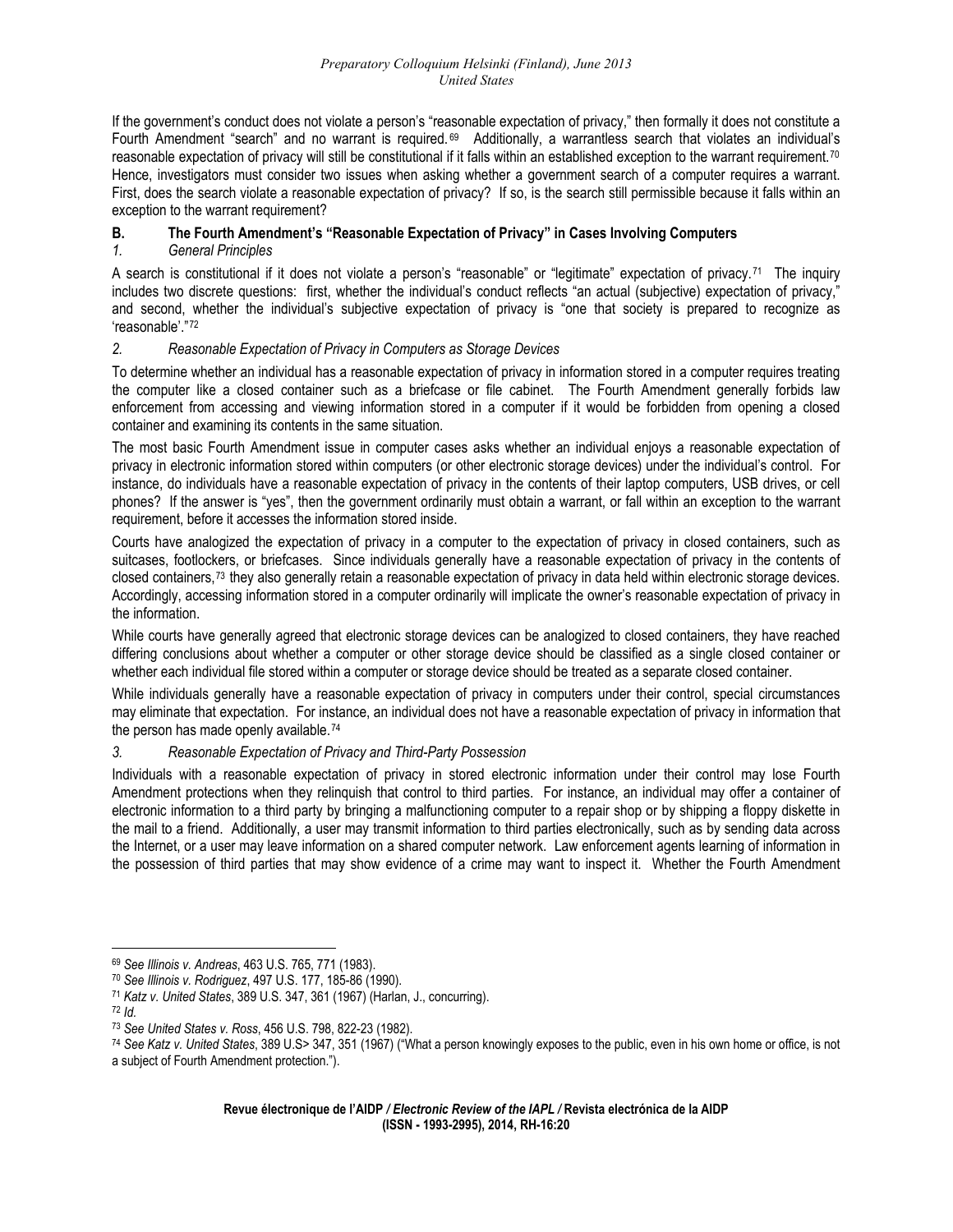If the government's conduct does not violate a person's "reasonable expectation of privacy," then formally it does not constitute a Fourth Amendment "search" and no warrant is required.[69] Additionally, a warrantless search that violates an individual's reasonable expectation of privacy will still be constitutional if it falls within an established exception to the warrant requirement.[70] Hence, investigators must consider two issues when asking whether a government search of a computer requires a warrant. First, does the search violate a reasonable expectation of privacy? If so, is the search still permissible because it falls within an exception to the warrant requirement?

## B. The Fourth Amendment's "Reasonable Expectation of Privacy" in Cases Involving Computers

### *1. General Principles*

A search is constitutional if it does not violate a person's "reasonable" or "legitimate" expectation of privacy.[71] The inquiry includes two discrete questions: first, whether the individual's conduct reflects "an actual (subjective) expectation of privacy," and second, whether the individual's subjective expectation of privacy is "one that society is prepared to recognize as 'reasonable'."[72]

### *2. Reasonable Expectation of Privacy in Computers as Storage Devices*

To determine whether an individual has a reasonable expectation of privacy in information stored in a computer requires treating the computer like a closed container such as a briefcase or file cabinet. The Fourth Amendment generally forbids law enforcement from accessing and viewing information stored in a computer if it would be forbidden from opening a closed container and examining its contents in the same situation.

The most basic Fourth Amendment issue in computer cases asks whether an individual enjoys a reasonable expectation of privacy in electronic information stored within computers (or other electronic storage devices) under the individual's control. For instance, do individuals have a reasonable expectation of privacy in the contents of their laptop computers, USB drives, or cell phones? If the answer is "yes", then the government ordinarily must obtain a warrant, or fall within an exception to the warrant requirement, before it accesses the information stored inside.

Courts have analogized the expectation of privacy in a computer to the expectation of privacy in closed containers, such as suitcases, footlockers, or briefcases. Since individuals generally have a reasonable expectation of privacy in the contents of closed containers,[73] they also generally retain a reasonable expectation of privacy in data held within electronic storage devices. Accordingly, accessing information stored in a computer ordinarily will implicate the owner's reasonable expectation of privacy in the information.

While courts have generally agreed that electronic storage devices can be analogized to closed containers, they have reached differing conclusions about whether a computer or other storage device should be classified as a single closed container or whether each individual file stored within a computer or storage device should be treated as a separate closed container.

While individuals generally have a reasonable expectation of privacy in computers under their control, special circumstances may eliminate that expectation. For instance, an individual does not have a reasonable expectation of privacy in information that the person has made openly available.[74]

### *3. Reasonable Expectation of Privacy and Third-Party Possession*

Individuals with a reasonable expectation of privacy in stored electronic information under their control may lose Fourth Amendment protections when they relinquish that control to third parties. For instance, an individual may offer a container of electronic information to a third party by bringing a malfunctioning computer to a repair shop or by shipping a floppy diskette in the mail to a friend. Additionally, a user may transmit information to third parties electronically, such as by sending data across the Internet, or a user may leave information on a shared computer network. Law enforcement agents learning of information in the possession of third parties that may show evidence of a crime may want to inspect it. Whether the Fourth Amendment

---

[69] *See Illinois v. Andreas*, 463 U.S. 765, 771 (1983).

[70] *See Illinois v. Rodriguez*, 497 U.S. 177, 185-86 (1990).

[71] *Katz v. United States*, 389 U.S. 347, 361 (1967) (Harlan, J., concurring).

[72] *Id.*

[73] *See United States v. Ross*, 456 U.S. 798, 822-23 (1982).

[74] *See Katz v. United States*, 389 U.S> 347, 351 (1967) ("What a person knowingly exposes to the public, even in his own home or office, is not a subject of Fourth Amendment protection.").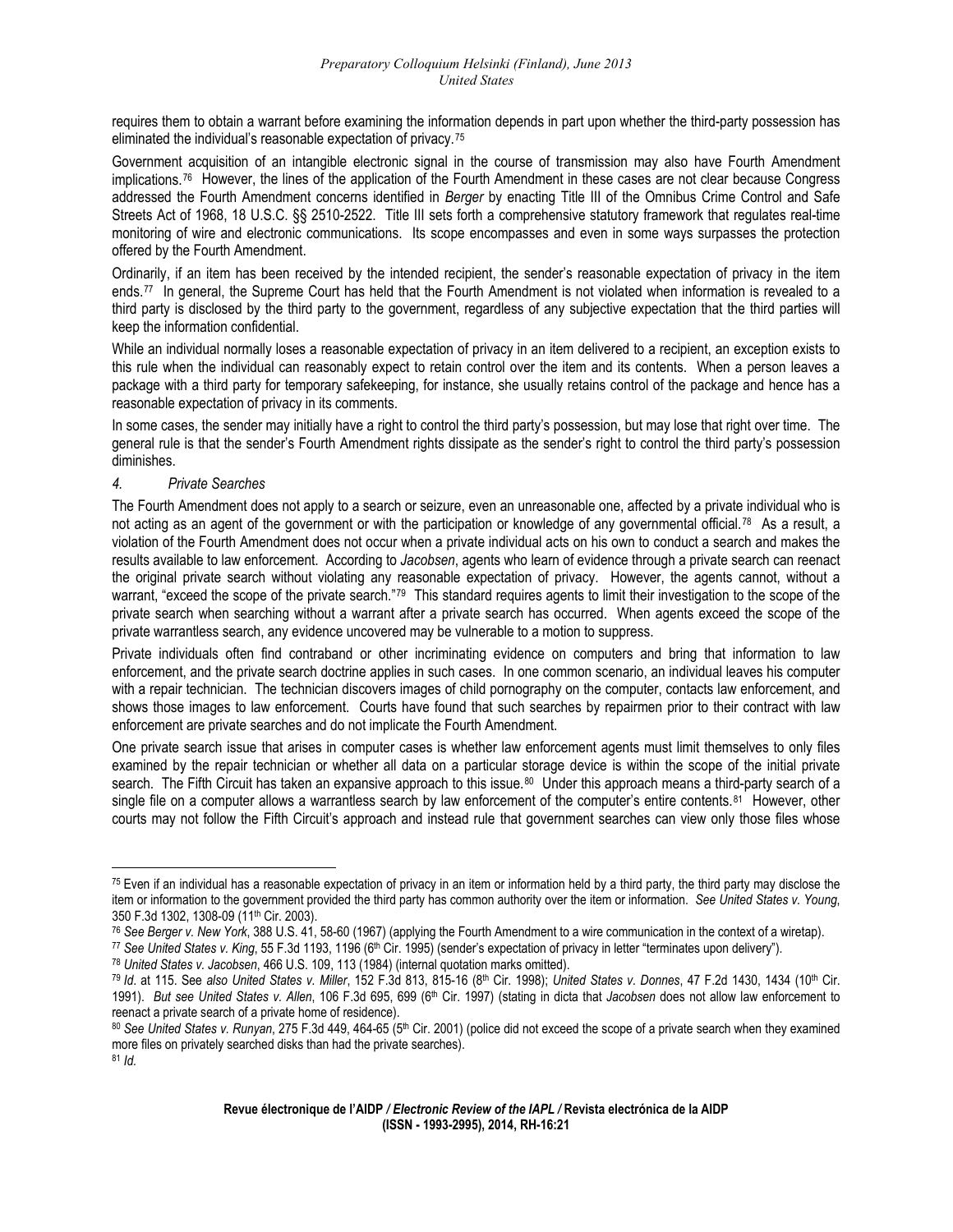requires them to obtain a warrant before examining the information depends in part upon whether the third-party possession has eliminated the individual's reasonable expectation of privacy.[75]

Government acquisition of an intangible electronic signal in the course of transmission may also have Fourth Amendment implications.[76] However, the lines of the application of the Fourth Amendment in these cases are not clear because Congress addressed the Fourth Amendment concerns identified in *Berger* by enacting Title III of the Omnibus Crime Control and Safe Streets Act of 1968, 18 U.S.C. §§ 2510-2522. Title III sets forth a comprehensive statutory framework that regulates real-time monitoring of wire and electronic communications. Its scope encompasses and even in some ways surpasses the protection offered by the Fourth Amendment.

Ordinarily, if an item has been received by the intended recipient, the sender's reasonable expectation of privacy in the item ends.[77] In general, the Supreme Court has held that the Fourth Amendment is not violated when information is revealed to a third party is disclosed by the third party to the government, regardless of any subjective expectation that the third parties will keep the information confidential.

While an individual normally loses a reasonable expectation of privacy in an item delivered to a recipient, an exception exists to this rule when the individual can reasonably expect to retain control over the item and its contents. When a person leaves a package with a third party for temporary safekeeping, for instance, she usually retains control of the package and hence has a reasonable expectation of privacy in its comments.

In some cases, the sender may initially have a right to control the third party's possession, but may lose that right over time. The general rule is that the sender's Fourth Amendment rights dissipate as the sender's right to control the third party's possession diminishes.

*4. Private Searches*

The Fourth Amendment does not apply to a search or seizure, even an unreasonable one, affected by a private individual who is not acting as an agent of the government or with the participation or knowledge of any governmental official.[78] As a result, a violation of the Fourth Amendment does not occur when a private individual acts on his own to conduct a search and makes the results available to law enforcement. According to *Jacobsen*, agents who learn of evidence through a private search can reenact the original private search without violating any reasonable expectation of privacy. However, the agents cannot, without a warrant, "exceed the scope of the private search."[79] This standard requires agents to limit their investigation to the scope of the private search when searching without a warrant after a private search has occurred. When agents exceed the scope of the private warrantless search, any evidence uncovered may be vulnerable to a motion to suppress.

Private individuals often find contraband or other incriminating evidence on computers and bring that information to law enforcement, and the private search doctrine applies in such cases. In one common scenario, an individual leaves his computer with a repair technician. The technician discovers images of child pornography on the computer, contacts law enforcement, and shows those images to law enforcement. Courts have found that such searches by repairmen prior to their contract with law enforcement are private searches and do not implicate the Fourth Amendment.

One private search issue that arises in computer cases is whether law enforcement agents must limit themselves to only files examined by the repair technician or whether all data on a particular storage device is within the scope of the initial private search. The Fifth Circuit has taken an expansive approach to this issue.[80] Under this approach means a third-party search of a single file on a computer allows a warrantless search by law enforcement of the computer's entire contents.[81] However, other courts may not follow the Fifth Circuit's approach and instead rule that government searches can view only those files whose

---

[75] Even if an individual has a reasonable expectation of privacy in an item or information held by a third party, the third party may disclose the item or information to the government provided the third party has common authority over the item or information. *See United States v. Young*, 350 F.3d 1302, 1308-09 (11th Cir. 2003).

[76] *See Berger v. New York*, 388 U.S. 41, 58-60 (1967) (applying the Fourth Amendment to a wire communication in the context of a wiretap).

[77] *See United States v. King*, 55 F.3d 1193, 1196 (6th Cir. 1995) (sender's expectation of privacy in letter "terminates upon delivery").

[78] *United States v. Jacobsen*, 466 U.S. 109, 113 (1984) (internal quotation marks omitted).

[79] *Id.* at 115. See *also United States v. Miller*, 152 F.3d 813, 815-16 (8th Cir. 1998); *United States v. Donnes*, 47 F.2d 1430, 1434 (10th Cir. 1991). *But see United States v. Allen*, 106 F.3d 695, 699 (6th Cir. 1997) (stating in dicta that *Jacobsen* does not allow law enforcement to reenact a private search of a private home of residence).

[80] *See United States v. Runyan*, 275 F.3d 449, 464-65 (5th Cir. 2001) (police did not exceed the scope of a private search when they examined more files on privately searched disks than had the private searches).

[81] *Id.*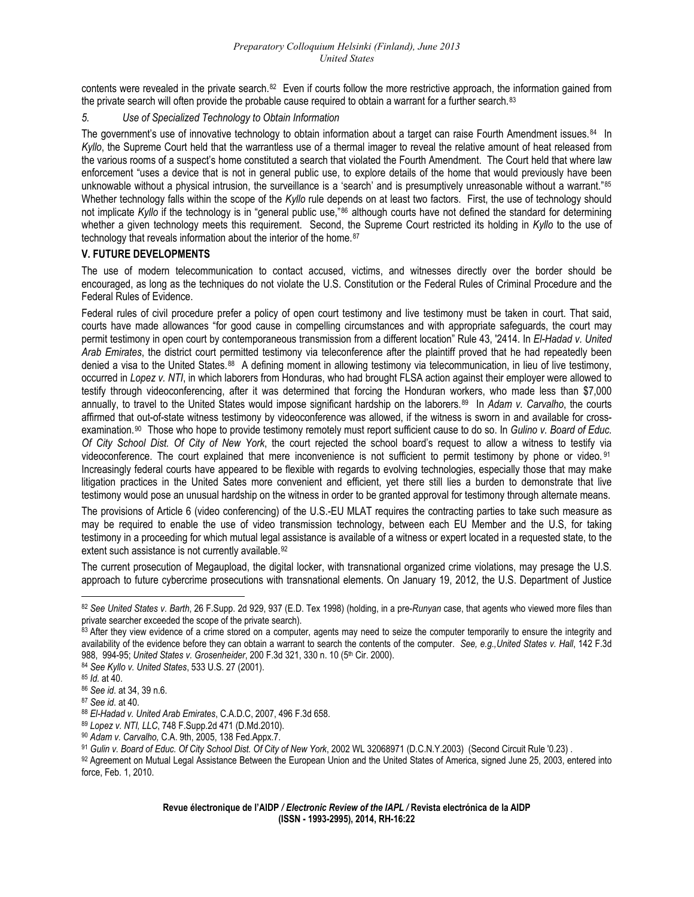contents were revealed in the private search.[82] Even if courts follow the more restrictive approach, the information gained from the private search will often provide the probable cause required to obtain a warrant for a further search.[83]

*5. Use of Specialized Technology to Obtain Information*

The government's use of innovative technology to obtain information about a target can raise Fourth Amendment issues.[84] In *Kyllo*, the Supreme Court held that the warrantless use of a thermal imager to reveal the relative amount of heat released from the various rooms of a suspect's home constituted a search that violated the Fourth Amendment. The Court held that where law enforcement "uses a device that is not in general public use, to explore details of the home that would previously have been unknowable without a physical intrusion, the surveillance is a 'search' and is presumptively unreasonable without a warrant."[85] Whether technology falls within the scope of the *Kyllo* rule depends on at least two factors. First, the use of technology should not implicate *Kyllo* if the technology is in "general public use,"[86] although courts have not defined the standard for determining whether a given technology meets this requirement. Second, the Supreme Court restricted its holding in *Kyllo* to the use of technology that reveals information about the interior of the home.[87]

## V. FUTURE DEVELOPMENTS

The use of modern telecommunication to contact accused, victims, and witnesses directly over the border should be encouraged, as long as the techniques do not violate the U.S. Constitution or the Federal Rules of Criminal Procedure and the Federal Rules of Evidence.

Federal rules of civil procedure prefer a policy of open court testimony and live testimony must be taken in court. That said, courts have made allowances "for good cause in compelling circumstances and with appropriate safeguards, the court may permit testimony in open court by contemporaneous transmission from a different location" Rule 43, '2414. In *El-Hadad v. United Arab Emirates*, the district court permitted testimony via teleconference after the plaintiff proved that he had repeatedly been denied a visa to the United States.[88] A defining moment in allowing testimony via telecommunication, in lieu of live testimony, occurred in *Lopez v. NTI*, in which laborers from Honduras, who had brought FLSA action against their employer were allowed to testify through videoconferencing, after it was determined that forcing the Honduran workers, who made less than $7,000 annually, to travel to the United States would impose significant hardship on the laborers.[89] In *Adam v. Carvalho*, the courts affirmed that out-of-state witness testimony by videoconference was allowed, if the witness is sworn in and available for cross-examination.[90] Those who hope to provide testimony remotely must report sufficient cause to do so. In *Gulino v. Board of Educ. Of City School Dist. Of City of New York*, the court rejected the school board's request to allow a witness to testify via videoconference. The court explained that mere inconvenience is not sufficient to permit testimony by phone or video.[91] Increasingly federal courts have appeared to be flexible with regards to evolving technologies, especially those that may make litigation practices in the United Sates more convenient and efficient, yet there still lies a burden to demonstrate that live testimony would pose an unusual hardship on the witness in order to be granted approval for testimony through alternate means.

The provisions of Article 6 (video conferencing) of the U.S.-EU MLAT requires the contracting parties to take such measure as may be required to enable the use of video transmission technology, between each EU Member and the U.S, for taking testimony in a proceeding for which mutual legal assistance is available of a witness or expert located in a requested state, to the extent such assistance is not currently available.[92]

The current prosecution of Megaupload, the digital locker, with transnational organized crime violations, may presage the U.S. approach to future cybercrime prosecutions with transnational elements. On January 19, 2012, the U.S. Department of Justice

---

[82] *See United States v. Barth*, 26 F.Supp. 2d 929, 937 (E.D. Tex 1998) (holding, in a pre-*Runyan* case, that agents who viewed more files than private searcher exceeded the scope of the private search).

[83] After they view evidence of a crime stored on a computer, agents may need to seize the computer temporarily to ensure the integrity and availability of the evidence before they can obtain a warrant to search the contents of the computer. *See, e.g.,United States v. Hall*, 142 F.3d 988, 994-95; *United States v. Grosenheider*, 200 F.3d 321, 330 n. 10 (5th Cir. 2000).

[84] *See Kyllo v. United States*, 533 U.S. 27 (2001).

[85] *Id.* at 40.

[86] *See id.* at 34, 39 n.6.

[87] *See id.* at 40.

[88] *El-Hadad v. United Arab Emirates*, C.A.D.C, 2007, 496 F.3d 658.

[89] *Lopez v. NTI, LLC*, 748 F.Supp.2d 471 (D.Md.2010).

[90] *Adam v. Carvalho,* C.A. 9th, 2005, 138 Fed.Appx.7.

[91] *Gulin v. Board of Educ. Of City School Dist. Of City of New York*, 2002 WL 32068971 (D.C.N.Y.2003) (Second Circuit Rule '0.23) .

[92] Agreement on Mutual Legal Assistance Between the European Union and the United States of America, signed June 25, 2003, entered into force, Feb. 1, 2010.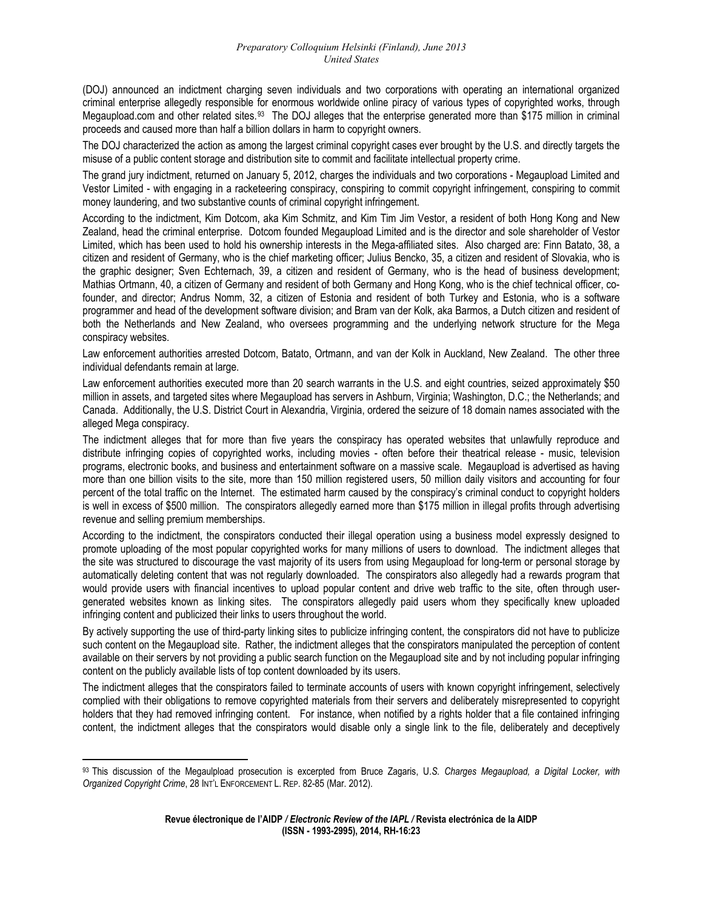(DOJ) announced an indictment charging seven individuals and two corporations with operating an international organized criminal enterprise allegedly responsible for enormous worldwide online piracy of various types of copyrighted works, through Megaupload.com and other related sites.[93] The DOJ alleges that the enterprise generated more than $175 million in criminal proceeds and caused more than half a billion dollars in harm to copyright owners.

The DOJ characterized the action as among the largest criminal copyright cases ever brought by the U.S. and directly targets the misuse of a public content storage and distribution site to commit and facilitate intellectual property crime.

The grand jury indictment, returned on January 5, 2012, charges the individuals and two corporations - Megaupload Limited and Vestor Limited - with engaging in a racketeering conspiracy, conspiring to commit copyright infringement, conspiring to commit money laundering, and two substantive counts of criminal copyright infringement.

According to the indictment, Kim Dotcom, aka Kim Schmitz, and Kim Tim Jim Vestor, a resident of both Hong Kong and New Zealand, head the criminal enterprise. Dotcom founded Megaupload Limited and is the director and sole shareholder of Vestor Limited, which has been used to hold his ownership interests in the Mega-affiliated sites. Also charged are: Finn Batato, 38, a citizen and resident of Germany, who is the chief marketing officer; Julius Bencko, 35, a citizen and resident of Slovakia, who is the graphic designer; Sven Echternach, 39, a citizen and resident of Germany, who is the head of business development; Mathias Ortmann, 40, a citizen of Germany and resident of both Germany and Hong Kong, who is the chief technical officer, co-founder, and director; Andrus Nomm, 32, a citizen of Estonia and resident of both Turkey and Estonia, who is a software programmer and head of the development software division; and Bram van der Kolk, aka Barmos, a Dutch citizen and resident of both the Netherlands and New Zealand, who oversees programming and the underlying network structure for the Mega conspiracy websites.

Law enforcement authorities arrested Dotcom, Batato, Ortmann, and van der Kolk in Auckland, New Zealand. The other three individual defendants remain at large.

Law enforcement authorities executed more than 20 search warrants in the U.S. and eight countries, seized approximately $50 million in assets, and targeted sites where Megaupload has servers in Ashburn, Virginia; Washington, D.C.; the Netherlands; and Canada. Additionally, the U.S. District Court in Alexandria, Virginia, ordered the seizure of 18 domain names associated with the alleged Mega conspiracy.

The indictment alleges that for more than five years the conspiracy has operated websites that unlawfully reproduce and distribute infringing copies of copyrighted works, including movies - often before their theatrical release - music, television programs, electronic books, and business and entertainment software on a massive scale. Megaupload is advertised as having more than one billion visits to the site, more than 150 million registered users, 50 million daily visitors and accounting for four percent of the total traffic on the Internet. The estimated harm caused by the conspiracy's criminal conduct to copyright holders is well in excess of $500 million. The conspirators allegedly earned more than $175 million in illegal profits through advertising revenue and selling premium memberships.

According to the indictment, the conspirators conducted their illegal operation using a business model expressly designed to promote uploading of the most popular copyrighted works for many millions of users to download. The indictment alleges that the site was structured to discourage the vast majority of its users from using Megaupload for long-term or personal storage by automatically deleting content that was not regularly downloaded. The conspirators also allegedly had a rewards program that would provide users with financial incentives to upload popular content and drive web traffic to the site, often through user-generated websites known as linking sites. The conspirators allegedly paid users whom they specifically knew uploaded infringing content and publicized their links to users throughout the world.

By actively supporting the use of third-party linking sites to publicize infringing content, the conspirators did not have to publicize such content on the Megaupload site. Rather, the indictment alleges that the conspirators manipulated the perception of content available on their servers by not providing a public search function on the Megaupload site and by not including popular infringing content on the publicly available lists of top content downloaded by its users.

The indictment alleges that the conspirators failed to terminate accounts of users with known copyright infringement, selectively complied with their obligations to remove copyrighted materials from their servers and deliberately misrepresented to copyright holders that they had removed infringing content. For instance, when notified by a rights holder that a file contained infringing content, the indictment alleges that the conspirators would disable only a single link to the file, deliberately and deceptively

[93] This discussion of the Megaulpload prosecution is excerpted from Bruce Zagaris, *U.S. Charges Megaupload, a Digital Locker, with Organized Copyright Crime*, 28 INT'L ENFORCEMENT L. REP. 82-85 (Mar. 2012).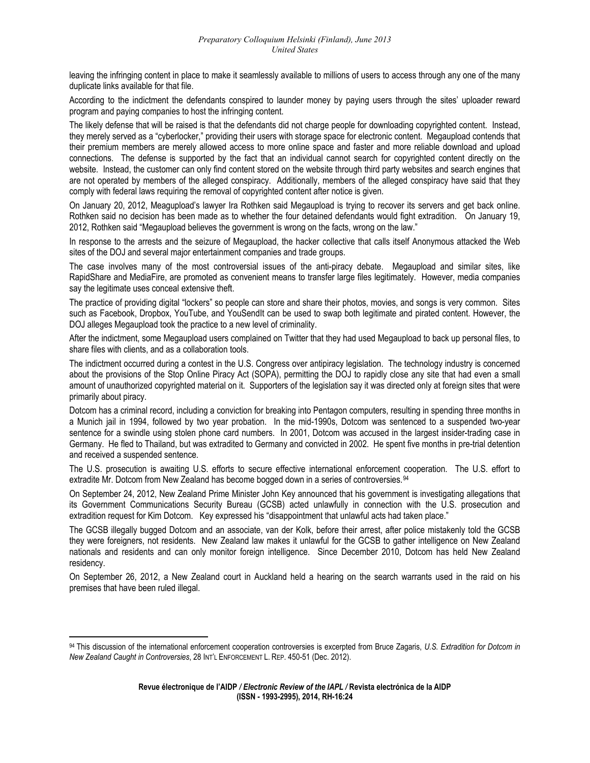leaving the infringing content in place to make it seamlessly available to millions of users to access through any one of the many duplicate links available for that file.

According to the indictment the defendants conspired to launder money by paying users through the sites' uploader reward program and paying companies to host the infringing content.

The likely defense that will be raised is that the defendants did not charge people for downloading copyrighted content. Instead, they merely served as a "cyberlocker," providing their users with storage space for electronic content. Megaupload contends that their premium members are merely allowed access to more online space and faster and more reliable download and upload connections. The defense is supported by the fact that an individual cannot search for copyrighted content directly on the website. Instead, the customer can only find content stored on the website through third party websites and search engines that are not operated by members of the alleged conspiracy. Additionally, members of the alleged conspiracy have said that they comply with federal laws requiring the removal of copyrighted content after notice is given.

On January 20, 2012, Meagupload's lawyer Ira Rothken said Megaupload is trying to recover its servers and get back online. Rothken said no decision has been made as to whether the four detained defendants would fight extradition. On January 19, 2012, Rothken said "Megaupload believes the government is wrong on the facts, wrong on the law."

In response to the arrests and the seizure of Megaupload, the hacker collective that calls itself Anonymous attacked the Web sites of the DOJ and several major entertainment companies and trade groups.

The case involves many of the most controversial issues of the anti-piracy debate. Megaupload and similar sites, like RapidShare and MediaFire, are promoted as convenient means to transfer large files legitimately. However, media companies say the legitimate uses conceal extensive theft.

The practice of providing digital "lockers" so people can store and share their photos, movies, and songs is very common. Sites such as Facebook, Dropbox, YouTube, and YouSendIt can be used to swap both legitimate and pirated content. However, the DOJ alleges Megaupload took the practice to a new level of criminality.

After the indictment, some Megaupload users complained on Twitter that they had used Megaupload to back up personal files, to share files with clients, and as a collaboration tools.

The indictment occurred during a contest in the U.S. Congress over antipiracy legislation. The technology industry is concerned about the provisions of the Stop Online Piracy Act (SOPA), permitting the DOJ to rapidly close any site that had even a small amount of unauthorized copyrighted material on it. Supporters of the legislation say it was directed only at foreign sites that were primarily about piracy.

Dotcom has a criminal record, including a conviction for breaking into Pentagon computers, resulting in spending three months in a Munich jail in 1994, followed by two year probation. In the mid-1990s, Dotcom was sentenced to a suspended two-year sentence for a swindle using stolen phone card numbers. In 2001, Dotcom was accused in the largest insider-trading case in Germany. He fled to Thailand, but was extradited to Germany and convicted in 2002. He spent five months in pre-trial detention and received a suspended sentence.

The U.S. prosecution is awaiting U.S. efforts to secure effective international enforcement cooperation. The U.S. effort to extradite Mr. Dotcom from New Zealand has become bogged down in a series of controversies.[94]

On September 24, 2012, New Zealand Prime Minister John Key announced that his government is investigating allegations that its Government Communications Security Bureau (GCSB) acted unlawfully in connection with the U.S. prosecution and extradition request for Kim Dotcom. Key expressed his "disappointment that unlawful acts had taken place."

The GCSB illegally bugged Dotcom and an associate, van der Kolk, before their arrest, after police mistakenly told the GCSB they were foreigners, not residents. New Zealand law makes it unlawful for the GCSB to gather intelligence on New Zealand nationals and residents and can only monitor foreign intelligence. Since December 2010, Dotcom has held New Zealand residency.

On September 26, 2012, a New Zealand court in Auckland held a hearing on the search warrants used in the raid on his premises that have been ruled illegal.

---

[94] This discussion of the international enforcement cooperation controversies is excerpted from Bruce Zagaris, *U.S. Extradition for Dotcom in New Zealand Caught in Controversies*, 28 INT'L ENFORCEMENT L. REP. 450-51 (Dec. 2012).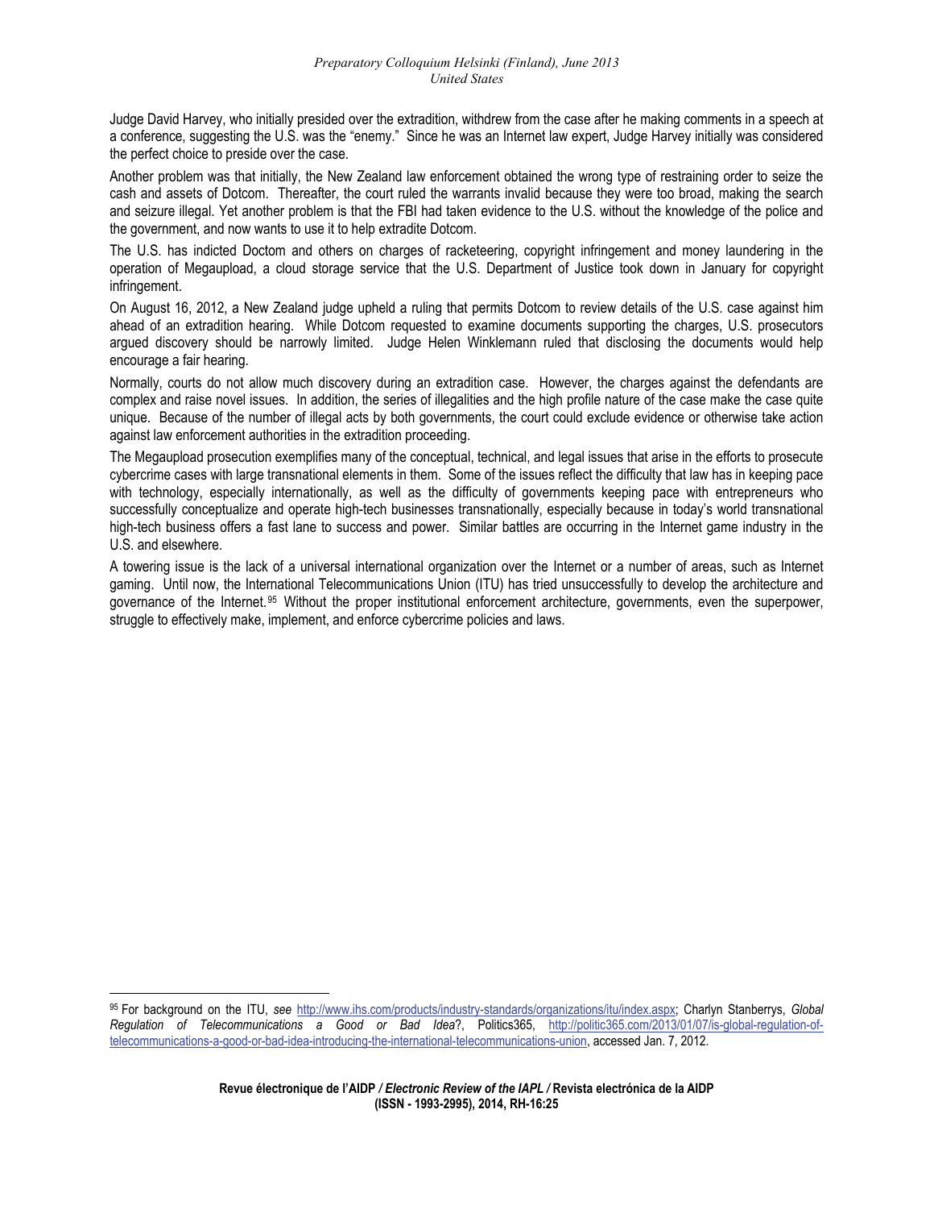Judge David Harvey, who initially presided over the extradition, withdrew from the case after he making comments in a speech at a conference, suggesting the U.S. was the "enemy." Since he was an Internet law expert, Judge Harvey initially was considered the perfect choice to preside over the case.

Another problem was that initially, the New Zealand law enforcement obtained the wrong type of restraining order to seize the cash and assets of Dotcom. Thereafter, the court ruled the warrants invalid because they were too broad, making the search and seizure illegal. Yet another problem is that the FBI had taken evidence to the U.S. without the knowledge of the police and the government, and now wants to use it to help extradite Dotcom.

The U.S. has indicted Doctom and others on charges of racketeering, copyright infringement and money laundering in the operation of Megaupload, a cloud storage service that the U.S. Department of Justice took down in January for copyright infringement.

On August 16, 2012, a New Zealand judge upheld a ruling that permits Dotcom to review details of the U.S. case against him ahead of an extradition hearing. While Dotcom requested to examine documents supporting the charges, U.S. prosecutors argued discovery should be narrowly limited. Judge Helen Winklemann ruled that disclosing the documents would help encourage a fair hearing.

Normally, courts do not allow much discovery during an extradition case. However, the charges against the defendants are complex and raise novel issues. In addition, the series of illegalities and the high profile nature of the case make the case quite unique. Because of the number of illegal acts by both governments, the court could exclude evidence or otherwise take action against law enforcement authorities in the extradition proceeding.

The Megaupload prosecution exemplifies many of the conceptual, technical, and legal issues that arise in the efforts to prosecute cybercrime cases with large transnational elements in them. Some of the issues reflect the difficulty that law has in keeping pace with technology, especially internationally, as well as the difficulty of governments keeping pace with entrepreneurs who successfully conceptualize and operate high-tech businesses transnationally, especially because in today's world transnational high-tech business offers a fast lane to success and power. Similar battles are occurring in the Internet game industry in the U.S. and elsewhere.

A towering issue is the lack of a universal international organization over the Internet or a number of areas, such as Internet gaming. Until now, the International Telecommunications Union (ITU) has tried unsuccessfully to develop the architecture and governance of the Internet.[95] Without the proper institutional enforcement architecture, governments, even the superpower, struggle to effectively make, implement, and enforce cybercrime policies and laws.

---

[95] For background on the ITU, *see* http://www.ihs.com/products/industry-standards/organizations/itu/index.aspx; Charlyn Stanberrys, *Global Regulation of Telecommunications a Good or Bad Idea*?, Politics365, http://politic365.com/2013/01/07/is-global-regulation-of-telecommunications-a-good-or-bad-idea-introducing-the-international-telecommunications-union, accessed Jan. 7, 2012.